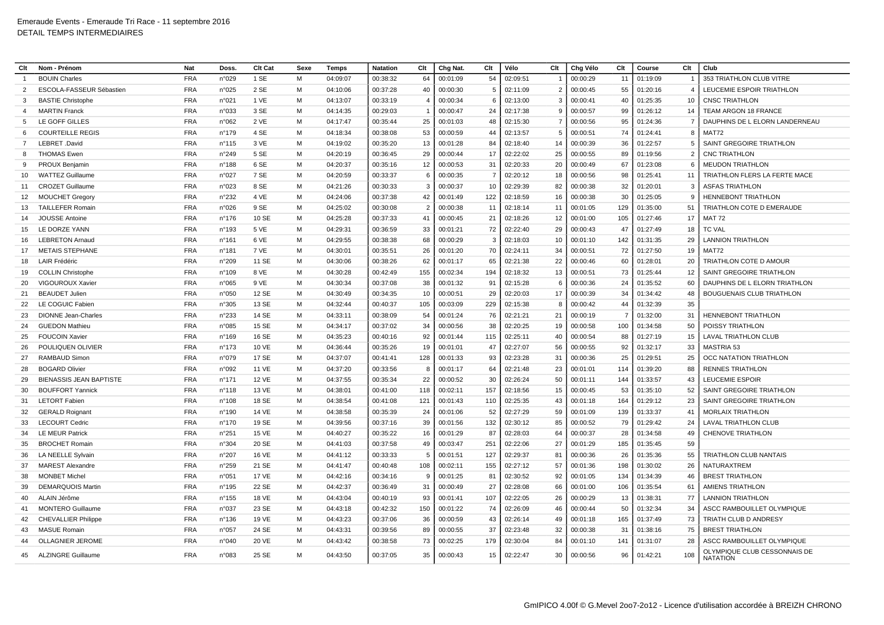Emeraude Events - Emeraude Tri Race - 11 septembre 2016
DETAIL TEMPS INTERMEDIAIRES

| Clt | Nom - Prénom | Nat | Doss. | Clt Cat | Sexe | Temps | Natation | Clt | Chg Nat. | Clt | Vélo | Clt | Chg Vélo | Clt | Course | Clt | Club |
|---|---|---|---|---|---|---|---|---|---|---|---|---|---|---|---|---|---|
| 1 | BOUIN Charles | FRA | n°029 | 1 SE | M | 04:09:07 | 00:38:32 | 64 | 00:01:09 | 54 | 02:09:51 | 1 | 00:00:29 | 11 | 01:19:09 | 1 | 353 TRIATHLON CLUB VITRE |
| 2 | ESCOLA-FASSEUR Sébastien | FRA | n°025 | 2 SE | M | 04:10:06 | 00:37:28 | 40 | 00:00:30 | 5 | 02:11:09 | 2 | 00:00:45 | 55 | 01:20:16 | 4 | LEUCEMIE ESPOIR TRIATHLON |
| 3 | BASTIE Christophe | FRA | n°021 | 1 VE | M | 04:13:07 | 00:33:19 | 4 | 00:00:34 | 6 | 02:13:00 | 3 | 00:00:41 | 40 | 01:25:35 | 10 | CNSC TRIATHLON |
| 4 | MARTIN Franck | FRA | n°033 | 3 SE | M | 04:14:35 | 00:29:03 | 1 | 00:00:47 | 24 | 02:17:38 | 9 | 00:00:57 | 99 | 01:26:12 | 14 | TEAM ARGON 18 FRANCE |
| 5 | LE GOFF GILLES | FRA | n°062 | 2 VE | M | 04:17:47 | 00:35:44 | 25 | 00:01:03 | 48 | 02:15:30 | 7 | 00:00:56 | 95 | 01:24:36 | 7 | DAUPHINS DE L ELORN LANDERNEAU |
| 6 | COURTEILLE REGIS | FRA | n°179 | 4 SE | M | 04:18:34 | 00:38:08 | 53 | 00:00:59 | 44 | 02:13:57 | 5 | 00:00:51 | 74 | 01:24:41 | 8 | MAT72 |
| 7 | LEBRET .David | FRA | n°115 | 3 VE | M | 04:19:02 | 00:35:20 | 13 | 00:01:28 | 84 | 02:18:40 | 14 | 00:00:39 | 36 | 01:22:57 | 5 | SAINT GREGOIRE TRIATHLON |
| 8 | THOMAS Ewen | FRA | n°249 | 5 SE | M | 04:20:19 | 00:36:45 | 29 | 00:00:44 | 17 | 02:22:02 | 25 | 00:00:55 | 89 | 01:19:56 | 2 | CNC TRIATHLON |
| 9 | PROUX Benjamin | FRA | n°188 | 6 SE | M | 04:20:37 | 00:35:16 | 12 | 00:00:53 | 31 | 02:20:33 | 20 | 00:00:49 | 67 | 01:23:08 | 6 | MEUDON TRIATHLON |
| 10 | WATTEZ Guillaume | FRA | n°027 | 7 SE | M | 04:20:59 | 00:33:37 | 6 | 00:00:35 | 7 | 02:20:12 | 18 | 00:00:56 | 98 | 01:25:41 | 11 | TRIATHLON FLERS LA FERTE MACE |
| 11 | CROZET Guillaume | FRA | n°023 | 8 SE | M | 04:21:26 | 00:30:33 | 3 | 00:00:37 | 10 | 02:29:39 | 82 | 00:00:38 | 32 | 01:20:01 | 3 | ASFAS TRIATHLON |
| 12 | MOUCHET Gregory | FRA | n°232 | 4 VE | M | 04:24:06 | 00:37:38 | 42 | 00:01:49 | 122 | 02:18:59 | 16 | 00:00:38 | 30 | 01:25:05 | 9 | HENNEBONT TRIATHLON |
| 13 | TAILLEFER Romain | FRA | n°026 | 9 SE | M | 04:25:02 | 00:30:08 | 2 | 00:00:38 | 11 | 02:18:14 | 11 | 00:01:05 | 129 | 01:35:00 | 51 | TRIATHLON COTE D EMERAUDE |
| 14 | JOUSSE Antoine | FRA | n°176 | 10 SE | M | 04:25:28 | 00:37:33 | 41 | 00:00:45 | 21 | 02:18:26 | 12 | 00:01:00 | 105 | 01:27:46 | 17 | MAT 72 |
| 15 | LE DORZE YANN | FRA | n°193 | 5 VE | M | 04:29:31 | 00:36:59 | 33 | 00:01:21 | 72 | 02:22:40 | 29 | 00:00:43 | 47 | 01:27:49 | 18 | TC VAL |
| 16 | LEBRETON Arnaud | FRA | n°161 | 6 VE | M | 04:29:55 | 00:38:38 | 68 | 00:00:29 | 3 | 02:18:03 | 10 | 00:01:10 | 142 | 01:31:35 | 29 | LANNION TRIATHLON |
| 17 | METAIS STEPHANE | FRA | n°181 | 7 VE | M | 04:30:01 | 00:35:51 | 26 | 00:01:20 | 70 | 02:24:11 | 34 | 00:00:51 | 72 | 01:27:50 | 19 | MAT72 |
| 18 | LAIR Frédéric | FRA | n°209 | 11 SE | M | 04:30:06 | 00:38:26 | 62 | 00:01:17 | 65 | 02:21:38 | 22 | 00:00:46 | 60 | 01:28:01 | 20 | TRIATHLON COTE D AMOUR |
| 19 | COLLIN Christophe | FRA | n°109 | 8 VE | M | 04:30:28 | 00:42:49 | 155 | 00:02:34 | 194 | 02:18:32 | 13 | 00:00:51 | 73 | 01:25:44 | 12 | SAINT GREGOIRE TRIATHLON |
| 20 | VIGOUROUX Xavier | FRA | n°065 | 9 VE | M | 04:30:34 | 00:37:08 | 38 | 00:01:32 | 91 | 02:15:28 | 6 | 00:00:36 | 24 | 01:35:52 | 60 | DAUPHINS DE L ELORN TRIATHLON |
| 21 | BEAUDET Julien | FRA | n°050 | 12 SE | M | 04:30:49 | 00:34:35 | 10 | 00:00:51 | 29 | 02:20:03 | 17 | 00:00:39 | 34 | 01:34:42 | 48 | BOUGUENAIS CLUB TRIATHLON |
| 22 | LE COGUIC Fabien | FRA | n°305 | 13 SE | M | 04:32:44 | 00:40:37 | 105 | 00:03:09 | 229 | 02:15:38 | 8 | 00:00:42 | 44 | 01:32:39 | 35 | |
| 23 | DIONNE Jean-Charles | FRA | n°233 | 14 SE | M | 04:33:11 | 00:38:09 | 54 | 00:01:24 | 76 | 02:21:21 | 21 | 00:00:19 | 7 | 01:32:00 | 31 | HENNEBONT TRIATHLON |
| 24 | GUEDON Mathieu | FRA | n°085 | 15 SE | M | 04:34:17 | 00:37:02 | 34 | 00:00:56 | 38 | 02:20:25 | 19 | 00:00:58 | 100 | 01:34:58 | 50 | POISSY TRIATHLON |
| 25 | FOUCOIN Xavier | FRA | n°169 | 16 SE | M | 04:35:23 | 00:40:16 | 92 | 00:01:44 | 115 | 02:25:11 | 40 | 00:00:54 | 88 | 01:27:19 | 15 | LAVAL TRIATHLON CLUB |
| 26 | POULIQUEN OLIVIER | FRA | n°173 | 10 VE | M | 04:36:44 | 00:35:26 | 19 | 00:01:01 | 47 | 02:27:07 | 56 | 00:00:55 | 92 | 01:32:17 | 33 | MASTRIA 53 |
| 27 | RAMBAUD Simon | FRA | n°079 | 17 SE | M | 04:37:07 | 00:41:41 | 128 | 00:01:33 | 93 | 02:23:28 | 31 | 00:00:36 | 25 | 01:29:51 | 25 | OCC NATATION TRIATHLON |
| 28 | BOGARD Olivier | FRA | n°092 | 11 VE | M | 04:37:20 | 00:33:56 | 8 | 00:01:17 | 64 | 02:21:48 | 23 | 00:01:01 | 114 | 01:39:20 | 88 | RENNES TRIATHLON |
| 29 | BIENASSIS JEAN BAPTISTE | FRA | n°171 | 12 VE | M | 04:37:55 | 00:35:34 | 22 | 00:00:52 | 30 | 02:26:24 | 50 | 00:01:11 | 144 | 01:33:57 | 43 | LEUCEMIE ESPOIR |
| 30 | BOUFFORT Yannick | FRA | n°118 | 13 VE | M | 04:38:01 | 00:41:00 | 118 | 00:02:11 | 157 | 02:18:56 | 15 | 00:00:45 | 53 | 01:35:10 | 52 | SAINT GREGOIRE TRIATHLON |
| 31 | LETORT Fabien | FRA | n°108 | 18 SE | M | 04:38:54 | 00:41:08 | 121 | 00:01:43 | 110 | 02:25:35 | 43 | 00:01:18 | 164 | 01:29:12 | 23 | SAINT GREGOIRE TRIATHLON |
| 32 | GERALD Roignant | FRA | n°190 | 14 VE | M | 04:38:58 | 00:35:39 | 24 | 00:01:06 | 52 | 02:27:29 | 59 | 00:01:09 | 139 | 01:33:37 | 41 | MORLAIX TRIATHLON |
| 33 | LECOURT Cedric | FRA | n°170 | 19 SE | M | 04:39:56 | 00:37:16 | 39 | 00:01:56 | 132 | 02:30:12 | 85 | 00:00:52 | 79 | 01:29:42 | 24 | LAVAL TRIATHLON CLUB |
| 34 | LE MEUR Patrick | FRA | n°251 | 15 VE | M | 04:40:27 | 00:35:22 | 16 | 00:01:29 | 87 | 02:28:03 | 64 | 00:00:37 | 28 | 01:34:58 | 49 | CHENOVE TRIATHLON |
| 35 | BROCHET Romain | FRA | n°304 | 20 SE | M | 04:41:03 | 00:37:58 | 49 | 00:03:47 | 251 | 02:22:06 | 27 | 00:01:29 | 185 | 01:35:45 | 59 | |
| 36 | LA NEELLE Sylvain | FRA | n°207 | 16 VE | M | 04:41:12 | 00:33:33 | 5 | 00:01:51 | 127 | 02:29:37 | 81 | 00:00:36 | 26 | 01:35:36 | 55 | TRIATHLON CLUB NANTAIS |
| 37 | MAREST Alexandre | FRA | n°259 | 21 SE | M | 04:41:47 | 00:40:48 | 108 | 00:02:11 | 155 | 02:27:12 | 57 | 00:01:36 | 198 | 01:30:02 | 26 | NATURAXTREM |
| 38 | MONBET Michel | FRA | n°051 | 17 VE | M | 04:42:16 | 00:34:16 | 9 | 00:01:25 | 81 | 02:30:52 | 92 | 00:01:05 | 134 | 01:34:39 | 46 | BREST TRIATHLON |
| 39 | DEMARQUOIS Martin | FRA | n°195 | 22 SE | M | 04:42:37 | 00:36:49 | 31 | 00:00:49 | 27 | 02:28:08 | 66 | 00:01:00 | 106 | 01:35:54 | 61 | AMIENS TRIATHLON |
| 40 | ALAIN Jérôme | FRA | n°155 | 18 VE | M | 04:43:04 | 00:40:19 | 93 | 00:01:41 | 107 | 02:22:05 | 26 | 00:00:29 | 13 | 01:38:31 | 77 | LANNION TRIATHLON |
| 41 | MONTERO Guillaume | FRA | n°037 | 23 SE | M | 04:43:18 | 00:42:32 | 150 | 00:01:22 | 74 | 02:26:09 | 46 | 00:00:44 | 50 | 01:32:34 | 34 | ASCC RAMBOUILLET OLYMPIQUE |
| 42 | CHEVALLIER Philippe | FRA | n°136 | 19 VE | M | 04:43:23 | 00:37:06 | 36 | 00:00:59 | 43 | 02:26:14 | 49 | 00:01:18 | 165 | 01:37:49 | 73 | TRIATH CLUB D ANDRESY |
| 43 | MASUE Romain | FRA | n°057 | 24 SE | M | 04:43:31 | 00:39:56 | 89 | 00:00:55 | 37 | 02:23:48 | 32 | 00:00:38 | 31 | 01:38:16 | 75 | BREST TRIATHLON |
| 44 | OLLAGNIER JEROME | FRA | n°040 | 20 VE | M | 04:43:42 | 00:38:58 | 73 | 00:02:25 | 179 | 02:30:04 | 84 | 00:01:10 | 141 | 01:31:07 | 28 | ASCC RAMBOUILLET OLYMPIQUE |
| 45 | ALZINGRE Guillaume | FRA | n°083 | 25 SE | M | 04:43:50 | 00:37:05 | 35 | 00:00:43 | 15 | 02:22:47 | 30 | 00:00:56 | 96 | 01:42:21 | 108 | OLYMPIQUE CLUB CESSONNAIS DE NATATION |

GmIPICO 4.00f © G.Mevel 2oo7-2o12 - Licence d'utilisation accordée à BREIZH CHRONO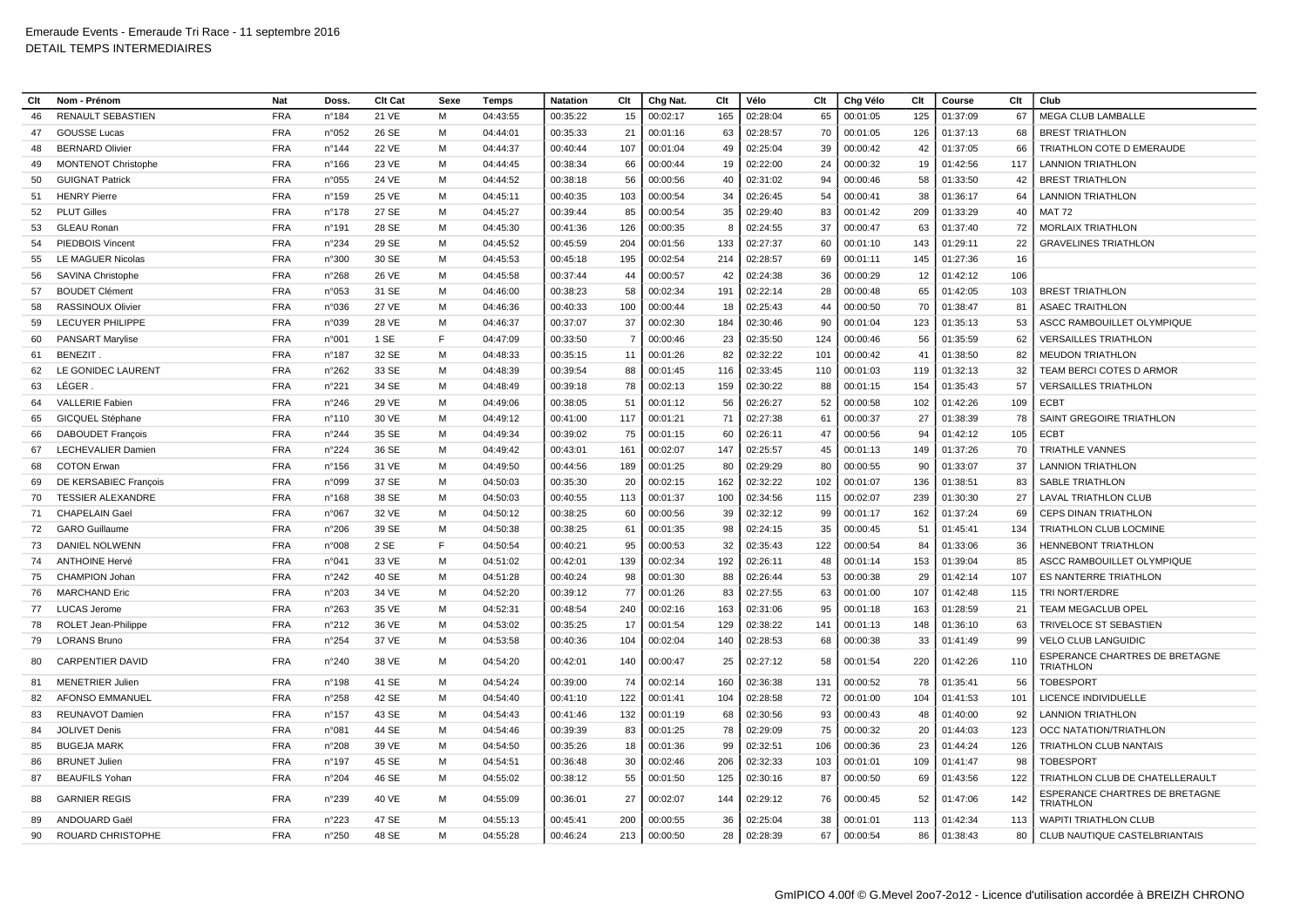Emeraude Events - Emeraude Tri Race - 11 septembre 2016
DETAIL TEMPS INTERMEDIAIRES

| Clt | Nom - Prénom | Nat | Doss. | Clt Cat | Sexe | Temps | Natation | Clt | Chg Nat. | Clt | Vélo | Clt | Chg Vélo | Clt | Course | Clt | Club |
|---|---|---|---|---|---|---|---|---|---|---|---|---|---|---|---|---|---|
| 46 | RENAULT SEBASTIEN | FRA | n°184 | 21 VE | M | 04:43:55 | 00:35:22 | 15 | 00:02:17 | 165 | 02:28:04 | 65 | 00:01:05 | 125 | 01:37:09 | 67 | MEGA CLUB LAMBALLE |
| 47 | GOUSSE Lucas | FRA | n°052 | 26 SE | M | 04:44:01 | 00:35:33 | 21 | 00:01:16 | 63 | 02:28:57 | 70 | 00:01:05 | 126 | 01:37:13 | 68 | BREST TRIATHLON |
| 48 | BERNARD Olivier | FRA | n°144 | 22 VE | M | 04:44:37 | 00:40:44 | 107 | 00:01:04 | 49 | 02:25:04 | 39 | 00:00:42 | 42 | 01:37:05 | 66 | TRIATHLON COTE D EMERAUDE |
| 49 | MONTENOT Christophe | FRA | n°166 | 23 VE | M | 04:44:45 | 00:38:34 | 66 | 00:00:44 | 19 | 02:22:00 | 24 | 00:00:32 | 19 | 01:42:56 | 117 | LANNION TRIATHLON |
| 50 | GUIGNAT Patrick | FRA | n°055 | 24 VE | M | 04:44:52 | 00:38:18 | 56 | 00:00:56 | 40 | 02:31:02 | 94 | 00:00:46 | 58 | 01:33:50 | 42 | BREST TRIATHLON |
| 51 | HENRY Pierre | FRA | n°159 | 25 VE | M | 04:45:11 | 00:40:35 | 103 | 00:00:54 | 34 | 02:26:45 | 54 | 00:00:41 | 38 | 01:36:17 | 64 | LANNION TRIATHLON |
| 52 | PLUT Gilles | FRA | n°178 | 27 SE | M | 04:45:27 | 00:39:44 | 85 | 00:00:54 | 35 | 02:29:40 | 83 | 00:01:42 | 209 | 01:33:29 | 40 | MAT 72 |
| 53 | GLEAU Ronan | FRA | n°191 | 28 SE | M | 04:45:30 | 00:41:36 | 126 | 00:00:35 | 8 | 02:24:55 | 37 | 00:00:47 | 63 | 01:37:40 | 72 | MORLAIX TRIATHLON |
| 54 | PIEDBOIS Vincent | FRA | n°234 | 29 SE | M | 04:45:52 | 00:45:59 | 204 | 00:01:56 | 133 | 02:27:37 | 60 | 00:01:10 | 143 | 01:29:11 | 22 | GRAVELINES TRIATHLON |
| 55 | LE MAGUER Nicolas | FRA | n°300 | 30 SE | M | 04:45:53 | 00:45:18 | 195 | 00:02:54 | 214 | 02:28:57 | 69 | 00:01:11 | 145 | 01:27:36 | 16 | |
| 56 | SAVINA Christophe | FRA | n°268 | 26 VE | M | 04:45:58 | 00:37:44 | 44 | 00:00:57 | 42 | 02:24:38 | 36 | 00:00:29 | 12 | 01:42:12 | 106 | |
| 57 | BOUDET Clément | FRA | n°053 | 31 SE | M | 04:46:00 | 00:38:23 | 58 | 00:02:34 | 191 | 02:22:14 | 28 | 00:00:48 | 65 | 01:42:05 | 103 | BREST TRIATHLON |
| 58 | RASSINOUX Olivier | FRA | n°036 | 27 VE | M | 04:46:36 | 00:40:33 | 100 | 00:00:44 | 18 | 02:25:43 | 44 | 00:00:50 | 70 | 01:38:47 | 81 | ASAEC TRAITHLON |
| 59 | LECUYER PHILIPPE | FRA | n°039 | 28 VE | M | 04:46:37 | 00:37:07 | 37 | 00:02:30 | 184 | 02:30:46 | 90 | 00:01:04 | 123 | 01:35:13 | 53 | ASCC RAMBOUILLET OLYMPIQUE |
| 60 | PANSART Marylise | FRA | n°001 | 1 SE | F | 04:47:09 | 00:33:50 | 7 | 00:00:46 | 23 | 02:35:50 | 124 | 00:00:46 | 56 | 01:35:59 | 62 | VERSAILLES TRIATHLON |
| 61 | BENEZIT . | FRA | n°187 | 32 SE | M | 04:48:33 | 00:35:15 | 11 | 00:01:26 | 82 | 02:32:22 | 101 | 00:00:42 | 41 | 01:38:50 | 82 | MEUDON TRIATHLON |
| 62 | LE GONIDEC LAURENT | FRA | n°262 | 33 SE | M | 04:48:39 | 00:39:54 | 88 | 00:01:45 | 116 | 02:33:45 | 110 | 00:01:03 | 119 | 01:32:13 | 32 | TEAM BERCI COTES D ARMOR |
| 63 | LÉGER . | FRA | n°221 | 34 SE | M | 04:48:49 | 00:39:18 | 78 | 00:02:13 | 159 | 02:30:22 | 88 | 00:01:15 | 154 | 01:35:43 | 57 | VERSAILLES TRIATHLON |
| 64 | VALLERIE Fabien | FRA | n°246 | 29 VE | M | 04:49:06 | 00:38:05 | 51 | 00:01:12 | 56 | 02:26:27 | 52 | 00:00:58 | 102 | 01:42:26 | 109 | ECBT |
| 65 | GICQUEL Stéphane | FRA | n°110 | 30 VE | M | 04:49:12 | 00:41:00 | 117 | 00:01:21 | 71 | 02:27:38 | 61 | 00:00:37 | 27 | 01:38:39 | 78 | SAINT GREGOIRE TRIATHLON |
| 66 | DABOUDET François | FRA | n°244 | 35 SE | M | 04:49:34 | 00:39:02 | 75 | 00:01:15 | 60 | 02:26:11 | 47 | 00:00:56 | 94 | 01:42:12 | 105 | ECBT |
| 67 | LECHEVALIER Damien | FRA | n°224 | 36 SE | M | 04:49:42 | 00:43:01 | 161 | 00:02:07 | 147 | 02:25:57 | 45 | 00:01:13 | 149 | 01:37:26 | 70 | TRIATHLE VANNES |
| 68 | COTON Erwan | FRA | n°156 | 31 VE | M | 04:49:50 | 00:44:56 | 189 | 00:01:25 | 80 | 02:29:29 | 80 | 00:00:55 | 90 | 01:33:07 | 37 | LANNION TRIATHLON |
| 69 | DE KERSABIEC François | FRA | n°099 | 37 SE | M | 04:50:03 | 00:35:30 | 20 | 00:02:15 | 162 | 02:32:22 | 102 | 00:01:07 | 136 | 01:38:51 | 83 | SABLE TRIATHLON |
| 70 | TESSIER ALEXANDRE | FRA | n°168 | 38 SE | M | 04:50:03 | 00:40:55 | 113 | 00:01:37 | 100 | 02:34:56 | 115 | 00:02:07 | 239 | 01:30:30 | 27 | LAVAL TRIATHLON CLUB |
| 71 | CHAPELAIN Gael | FRA | n°067 | 32 VE | M | 04:50:12 | 00:38:25 | 60 | 00:00:56 | 39 | 02:32:12 | 99 | 00:01:17 | 162 | 01:37:24 | 69 | CEPS DINAN TRIATHLON |
| 72 | GARO Guillaume | FRA | n°206 | 39 SE | M | 04:50:38 | 00:38:25 | 61 | 00:01:35 | 98 | 02:24:15 | 35 | 00:00:45 | 51 | 01:45:41 | 134 | TRIATHLON CLUB LOCMINE |
| 73 | DANIEL NOLWENN | FRA | n°008 | 2 SE | F | 04:50:54 | 00:40:21 | 95 | 00:00:53 | 32 | 02:35:43 | 122 | 00:00:54 | 84 | 01:33:06 | 36 | HENNEBONT TRIATHLON |
| 74 | ANTHOINE Hervé | FRA | n°041 | 33 VE | M | 04:51:02 | 00:42:01 | 139 | 00:02:34 | 192 | 02:26:11 | 48 | 00:01:14 | 153 | 01:39:04 | 85 | ASCC RAMBOUILLET OLYMPIQUE |
| 75 | CHAMPION Johan | FRA | n°242 | 40 SE | M | 04:51:28 | 00:40:24 | 98 | 00:01:30 | 88 | 02:26:44 | 53 | 00:00:38 | 29 | 01:42:14 | 107 | ES NANTERRE TRIATHLON |
| 76 | MARCHAND Eric | FRA | n°203 | 34 VE | M | 04:52:20 | 00:39:12 | 77 | 00:01:26 | 83 | 02:27:55 | 63 | 00:01:00 | 107 | 01:42:48 | 115 | TRI NORT/ERDRE |
| 77 | LUCAS Jerome | FRA | n°263 | 35 VE | M | 04:52:31 | 00:48:54 | 240 | 00:02:16 | 163 | 02:31:06 | 95 | 00:01:18 | 163 | 01:28:59 | 21 | TEAM MEGACLUB OPEL |
| 78 | ROLET Jean-Philippe | FRA | n°212 | 36 VE | M | 04:53:02 | 00:35:25 | 17 | 00:01:54 | 129 | 02:38:22 | 141 | 00:01:13 | 148 | 01:36:10 | 63 | TRIVELOCE ST SEBASTIEN |
| 79 | LORANS Bruno | FRA | n°254 | 37 VE | M | 04:53:58 | 00:40:36 | 104 | 00:02:04 | 140 | 02:28:53 | 68 | 00:00:38 | 33 | 01:41:49 | 99 | VELO CLUB LANGUIDIC |
| 80 | CARPENTIER DAVID | FRA | n°240 | 38 VE | M | 04:54:20 | 00:42:01 | 140 | 00:00:47 | 25 | 02:27:12 | 58 | 00:01:54 | 220 | 01:42:26 | 110 | ESPERANCE CHARTRES DE BRETAGNE TRIATHLON |
| 81 | MENETRIER Julien | FRA | n°198 | 41 SE | M | 04:54:24 | 00:39:00 | 74 | 00:02:14 | 160 | 02:36:38 | 131 | 00:00:52 | 78 | 01:35:41 | 56 | TOBESPORT |
| 82 | AFONSO EMMANUEL | FRA | n°258 | 42 SE | M | 04:54:40 | 00:41:10 | 122 | 00:01:41 | 104 | 02:28:58 | 72 | 00:01:00 | 104 | 01:41:53 | 101 | LICENCE INDIVIDUELLE |
| 83 | REUNAVOT Damien | FRA | n°157 | 43 SE | M | 04:54:43 | 00:41:46 | 132 | 00:01:19 | 68 | 02:30:56 | 93 | 00:00:43 | 48 | 01:40:00 | 92 | LANNION TRIATHLON |
| 84 | JOLIVET Denis | FRA | n°081 | 44 SE | M | 04:54:46 | 00:39:39 | 83 | 00:01:25 | 78 | 02:29:09 | 75 | 00:00:32 | 20 | 01:44:03 | 123 | OCC NATATION/TRIATHLON |
| 85 | BUGEJA MARK | FRA | n°208 | 39 VE | M | 04:54:50 | 00:35:26 | 18 | 00:01:36 | 99 | 02:32:51 | 106 | 00:00:36 | 23 | 01:44:24 | 126 | TRIATHLON CLUB NANTAIS |
| 86 | BRUNET Julien | FRA | n°197 | 45 SE | M | 04:54:51 | 00:36:48 | 30 | 00:02:46 | 206 | 02:32:33 | 103 | 00:01:01 | 109 | 01:41:47 | 98 | TOBESPORT |
| 87 | BEAUFILS Yohan | FRA | n°204 | 46 SE | M | 04:55:02 | 00:38:12 | 55 | 00:01:50 | 122 | 02:30:16 | 87 | 00:00:50 | 69 | 01:43:56 | 122 | TRIATHLON CLUB DE CHATELLERAULT |
| 88 | GARNIER REGIS | FRA | n°239 | 40 VE | M | 04:55:09 | 00:36:01 | 27 | 00:02:07 | 144 | 02:29:12 | 76 | 00:00:45 | 52 | 01:47:06 | 142 | ESPERANCE CHARTRES DE BRETAGNE TRIATHLON |
| 89 | ANDOUARD Gaël | FRA | n°223 | 47 SE | M | 04:55:13 | 00:45:41 | 200 | 00:00:55 | 36 | 02:25:04 | 38 | 00:01:01 | 113 | 01:42:34 | 113 | WAPITI TRIATHLON CLUB |
| 90 | ROUARD CHRISTOPHE | FRA | n°250 | 48 SE | M | 04:55:28 | 00:46:24 | 213 | 00:00:50 | 28 | 02:28:39 | 67 | 00:00:54 | 86 | 01:38:43 | 80 | CLUB NAUTIQUE CASTELBRIANTAIS |

GmIPICO 4.00f © G.Mevel 2oo7-2o12 - Licence d'utilisation accordée à BREIZH CHRONO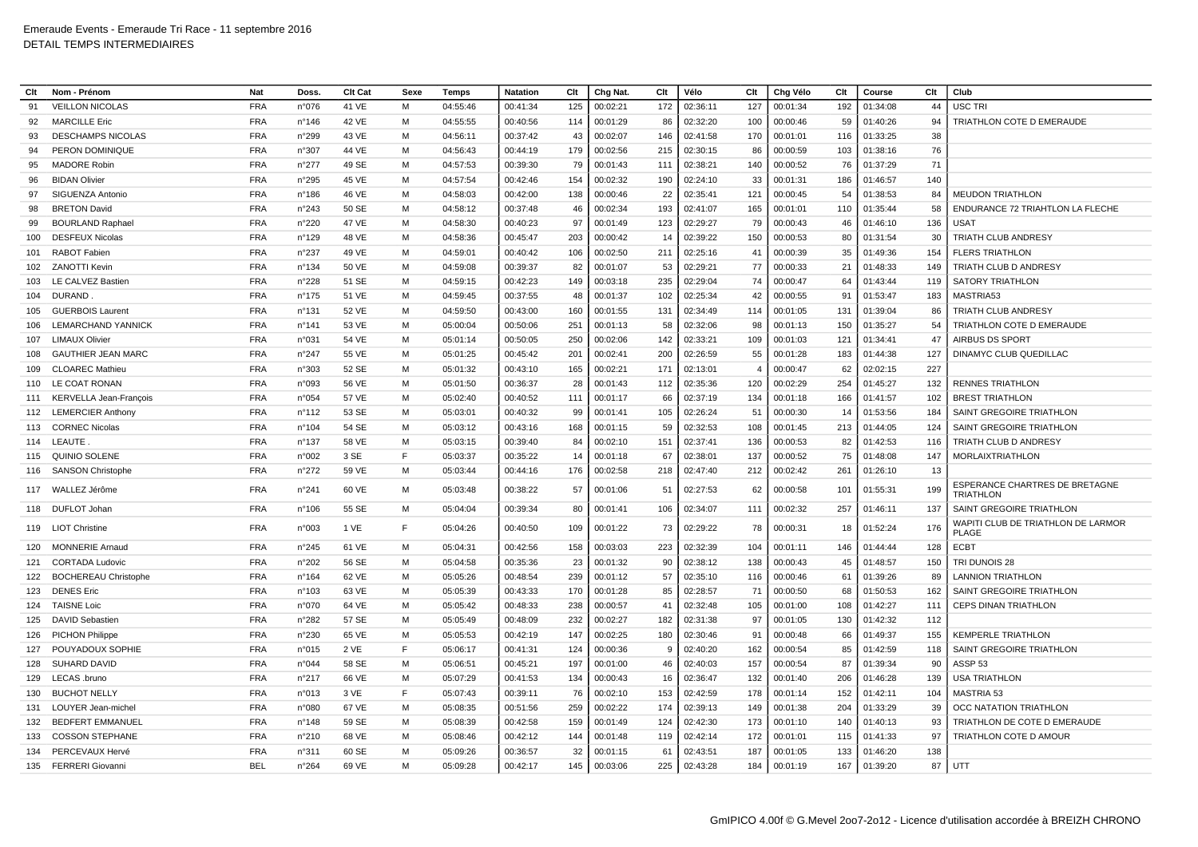Emeraude Events - Emeraude Tri Race - 11 septembre 2016
DETAIL TEMPS INTERMEDIAIRES

| Clt | Nom - Prénom | Nat | Doss. | Clt Cat | Sexe | Temps | Natation | Clt | Chg Nat. | Clt | Vélo | Clt | Chg Vélo | Clt | Course | Clt | Club |
|---|---|---|---|---|---|---|---|---|---|---|---|---|---|---|---|---|---|
| 91 | VEILLON NICOLAS | FRA | n°076 | 41 VE | M | 04:55:46 | 00:41:34 | 125 | 00:02:21 | 172 | 02:36:11 | 127 | 00:01:34 | 192 | 01:34:08 | 44 | USC TRI |
| 92 | MARCILLE Eric | FRA | n°146 | 42 VE | M | 04:55:55 | 00:40:56 | 114 | 00:01:29 | 86 | 02:32:20 | 100 | 00:00:46 | 59 | 01:40:26 | 94 | TRIATHLON COTE D EMERAUDE |
| 93 | DESCHAMPS NICOLAS | FRA | n°299 | 43 VE | M | 04:56:11 | 00:37:42 | 43 | 00:02:07 | 146 | 02:41:58 | 170 | 00:01:01 | 116 | 01:33:25 | 38 | |
| 94 | PERON DOMINIQUE | FRA | n°307 | 44 VE | M | 04:56:43 | 00:44:19 | 179 | 00:02:56 | 215 | 02:30:15 | 86 | 00:00:59 | 103 | 01:38:16 | 76 | |
| 95 | MADORE Robin | FRA | n°277 | 49 SE | M | 04:57:53 | 00:39:30 | 79 | 00:01:43 | 111 | 02:38:21 | 140 | 00:00:52 | 76 | 01:37:29 | 71 | |
| 96 | BIDAN Olivier | FRA | n°295 | 45 VE | M | 04:57:54 | 00:42:46 | 154 | 00:02:32 | 190 | 02:24:10 | 33 | 00:01:31 | 186 | 01:46:57 | 140 | |
| 97 | SIGUENZA Antonio | FRA | n°186 | 46 VE | M | 04:58:03 | 00:42:00 | 138 | 00:00:46 | 22 | 02:35:41 | 121 | 00:00:45 | 54 | 01:38:53 | 84 | MEUDON TRIATHLON |
| 98 | BRETON David | FRA | n°243 | 50 SE | M | 04:58:12 | 00:37:48 | 46 | 00:02:34 | 193 | 02:41:07 | 165 | 00:01:01 | 110 | 01:35:44 | 58 | ENDURANCE 72 TRIAHTLON LA FLECHE |
| 99 | BOURLAND Raphael | FRA | n°220 | 47 VE | M | 04:58:30 | 00:40:23 | 97 | 00:01:49 | 123 | 02:29:27 | 79 | 00:00:43 | 46 | 01:46:10 | 136 | USAT |
| 100 | DESFEUX Nicolas | FRA | n°129 | 48 VE | M | 04:58:36 | 00:45:47 | 203 | 00:00:42 | 14 | 02:39:22 | 150 | 00:00:53 | 80 | 01:31:54 | 30 | TRIATH CLUB ANDRESY |
| 101 | RABOT Fabien | FRA | n°237 | 49 VE | M | 04:59:01 | 00:40:42 | 106 | 00:02:50 | 211 | 02:25:16 | 41 | 00:00:39 | 35 | 01:49:36 | 154 | FLERS TRIATHLON |
| 102 | ZANOTTI Kevin | FRA | n°134 | 50 VE | M | 04:59:08 | 00:39:37 | 82 | 00:01:07 | 53 | 02:29:21 | 77 | 00:00:33 | 21 | 01:48:33 | 149 | TRIATH CLUB D ANDRESY |
| 103 | LE CALVEZ Bastien | FRA | n°228 | 51 SE | M | 04:59:15 | 00:42:23 | 149 | 00:03:18 | 235 | 02:29:04 | 74 | 00:00:47 | 64 | 01:43:44 | 119 | SATORY TRIATHLON |
| 104 | DURAND . | FRA | n°175 | 51 VE | M | 04:59:45 | 00:37:55 | 48 | 00:01:37 | 102 | 02:25:34 | 42 | 00:00:55 | 91 | 01:53:47 | 183 | MASTRIA53 |
| 105 | GUERBOIS Laurent | FRA | n°131 | 52 VE | M | 04:59:50 | 00:43:00 | 160 | 00:01:55 | 131 | 02:34:49 | 114 | 00:01:05 | 131 | 01:39:04 | 86 | TRIATH CLUB ANDRESY |
| 106 | LEMARCHAND YANNICK | FRA | n°141 | 53 VE | M | 05:00:04 | 00:50:06 | 251 | 00:01:13 | 58 | 02:32:06 | 98 | 00:01:13 | 150 | 01:35:27 | 54 | TRIATHLON COTE D EMERAUDE |
| 107 | LIMAUX Olivier | FRA | n°031 | 54 VE | M | 05:01:14 | 00:50:05 | 250 | 00:02:06 | 142 | 02:33:21 | 109 | 00:01:03 | 121 | 01:34:41 | 47 | AIRBUS DS SPORT |
| 108 | GAUTHIER JEAN MARC | FRA | n°247 | 55 VE | M | 05:01:25 | 00:45:42 | 201 | 00:02:41 | 200 | 02:26:59 | 55 | 00:01:28 | 183 | 01:44:38 | 127 | DINAMYC CLUB QUEDILLAC |
| 109 | CLOAREC Mathieu | FRA | n°303 | 52 SE | M | 05:01:32 | 00:43:10 | 165 | 00:02:21 | 171 | 02:13:01 | 4 | 00:00:47 | 62 | 02:02:15 | 227 | |
| 110 | LE COAT RONAN | FRA | n°093 | 56 VE | M | 05:01:50 | 00:36:37 | 28 | 00:01:43 | 112 | 02:35:36 | 120 | 00:02:29 | 254 | 01:45:27 | 132 | RENNES TRIATHLON |
| 111 | KERVELLA Jean-François | FRA | n°054 | 57 VE | M | 05:02:40 | 00:40:52 | 111 | 00:01:17 | 66 | 02:37:19 | 134 | 00:01:18 | 166 | 01:41:57 | 102 | BREST TRIATHLON |
| 112 | LEMERCIER Anthony | FRA | n°112 | 53 SE | M | 05:03:01 | 00:40:32 | 99 | 00:01:41 | 105 | 02:26:24 | 51 | 00:00:30 | 14 | 01:53:56 | 184 | SAINT GREGOIRE TRIATHLON |
| 113 | CORNEC Nicolas | FRA | n°104 | 54 SE | M | 05:03:12 | 00:43:16 | 168 | 00:01:15 | 59 | 02:32:53 | 108 | 00:01:45 | 213 | 01:44:05 | 124 | SAINT GREGOIRE TRIATHLON |
| 114 | LEAUTE . | FRA | n°137 | 58 VE | M | 05:03:15 | 00:39:40 | 84 | 00:02:10 | 151 | 02:37:41 | 136 | 00:00:53 | 82 | 01:42:53 | 116 | TRIATH CLUB D ANDRESY |
| 115 | QUINIO SOLENE | FRA | n°002 | 3 SE | F | 05:03:37 | 00:35:22 | 14 | 00:01:18 | 67 | 02:38:01 | 137 | 00:00:52 | 75 | 01:48:08 | 147 | MORLAIXTRIATHLON |
| 116 | SANSON Christophe | FRA | n°272 | 59 VE | M | 05:03:44 | 00:44:16 | 176 | 00:02:58 | 218 | 02:47:40 | 212 | 00:02:42 | 261 | 01:26:10 | 13 | |
| 117 | WALLEZ Jérôme | FRA | n°241 | 60 VE | M | 05:03:48 | 00:38:22 | 57 | 00:01:06 | 51 | 02:27:53 | 62 | 00:00:58 | 101 | 01:55:31 | 199 | ESPERANCE CHARTRES DE BRETAGNE TRIATHLON |
| 118 | DUFLOT Johan | FRA | n°106 | 55 SE | M | 05:04:04 | 00:39:34 | 80 | 00:01:41 | 106 | 02:34:07 | 111 | 00:02:32 | 257 | 01:46:11 | 137 | SAINT GREGOIRE TRIATHLON |
| 119 | LIOT Christine | FRA | n°003 | 1 VE | F | 05:04:26 | 00:40:50 | 109 | 00:01:22 | 73 | 02:29:22 | 78 | 00:00:31 | 18 | 01:52:24 | 176 | WAPITI CLUB DE TRIATHLON DE LARMOR PLAGE |
| 120 | MONNERIE Arnaud | FRA | n°245 | 61 VE | M | 05:04:31 | 00:42:56 | 158 | 00:03:03 | 223 | 02:32:39 | 104 | 00:01:11 | 146 | 01:44:44 | 128 | ECBT |
| 121 | CORTADA Ludovic | FRA | n°202 | 56 SE | M | 05:04:58 | 00:35:36 | 23 | 00:01:32 | 90 | 02:38:12 | 138 | 00:00:43 | 45 | 01:48:57 | 150 | TRI DUNOIS 28 |
| 122 | BOCHEREAU Christophe | FRA | n°164 | 62 VE | M | 05:05:26 | 00:48:54 | 239 | 00:01:12 | 57 | 02:35:10 | 116 | 00:00:46 | 61 | 01:39:26 | 89 | LANNION TRIATHLON |
| 123 | DENES Eric | FRA | n°103 | 63 VE | M | 05:05:39 | 00:43:33 | 170 | 00:01:28 | 85 | 02:28:57 | 71 | 00:00:50 | 68 | 01:50:53 | 162 | SAINT GREGOIRE TRIATHLON |
| 124 | TAISNE Loic | FRA | n°070 | 64 VE | M | 05:05:42 | 00:48:33 | 238 | 00:00:57 | 41 | 02:32:48 | 105 | 00:01:00 | 108 | 01:42:27 | 111 | CEPS DINAN TRIATHLON |
| 125 | DAVID Sebastien | FRA | n°282 | 57 SE | M | 05:05:49 | 00:48:09 | 232 | 00:02:27 | 182 | 02:31:38 | 97 | 00:01:05 | 130 | 01:42:32 | 112 | |
| 126 | PICHON Philippe | FRA | n°230 | 65 VE | M | 05:05:53 | 00:42:19 | 147 | 00:02:25 | 180 | 02:30:46 | 91 | 00:00:48 | 66 | 01:49:37 | 155 | KEMPERLE TRIATHLON |
| 127 | POUYADOUX SOPHIE | FRA | n°015 | 2 VE | F | 05:06:17 | 00:41:31 | 124 | 00:00:36 | 9 | 02:40:20 | 162 | 00:00:54 | 85 | 01:42:59 | 118 | SAINT GREGOIRE TRIATHLON |
| 128 | SUHARD DAVID | FRA | n°044 | 58 SE | M | 05:06:51 | 00:45:21 | 197 | 00:01:00 | 46 | 02:40:03 | 157 | 00:00:54 | 87 | 01:39:34 | 90 | ASSP 53 |
| 129 | LECAS .bruno | FRA | n°217 | 66 VE | M | 05:07:29 | 00:41:53 | 134 | 00:00:43 | 16 | 02:36:47 | 132 | 00:01:40 | 206 | 01:46:28 | 139 | USA TRIATHLON |
| 130 | BUCHOT NELLY | FRA | n°013 | 3 VE | F | 05:07:43 | 00:39:11 | 76 | 00:02:10 | 153 | 02:42:59 | 178 | 00:01:14 | 152 | 01:42:11 | 104 | MASTRIA 53 |
| 131 | LOUYER Jean-michel | FRA | n°080 | 67 VE | M | 05:08:35 | 00:51:56 | 259 | 00:02:22 | 174 | 02:39:13 | 149 | 00:01:38 | 204 | 01:33:29 | 39 | OCC NATATION TRIATHLON |
| 132 | BEDFERT EMMANUEL | FRA | n°148 | 59 SE | M | 05:08:39 | 00:42:58 | 159 | 00:01:49 | 124 | 02:42:30 | 173 | 00:01:10 | 140 | 01:40:13 | 93 | TRIATHLON DE COTE D EMERAUDE |
| 133 | COSSON STEPHANE | FRA | n°210 | 68 VE | M | 05:08:46 | 00:42:12 | 144 | 00:01:48 | 119 | 02:42:14 | 172 | 00:01:01 | 115 | 01:41:33 | 97 | TRIATHLON COTE D AMOUR |
| 134 | PERCEVAUX Hervé | FRA | n°311 | 60 SE | M | 05:09:26 | 00:36:57 | 32 | 00:01:15 | 61 | 02:43:51 | 187 | 00:01:05 | 133 | 01:46:20 | 138 | |
| 135 | FERRERI Giovanni | BEL | n°264 | 69 VE | M | 05:09:28 | 00:42:17 | 145 | 00:03:06 | 225 | 02:43:28 | 184 | 00:01:19 | 167 | 01:39:20 | 87 | UTT |

GmIPICO 4.00f © G.Mevel 2oo7-2o12 - Licence d'utilisation accordée à BREIZH CHRONO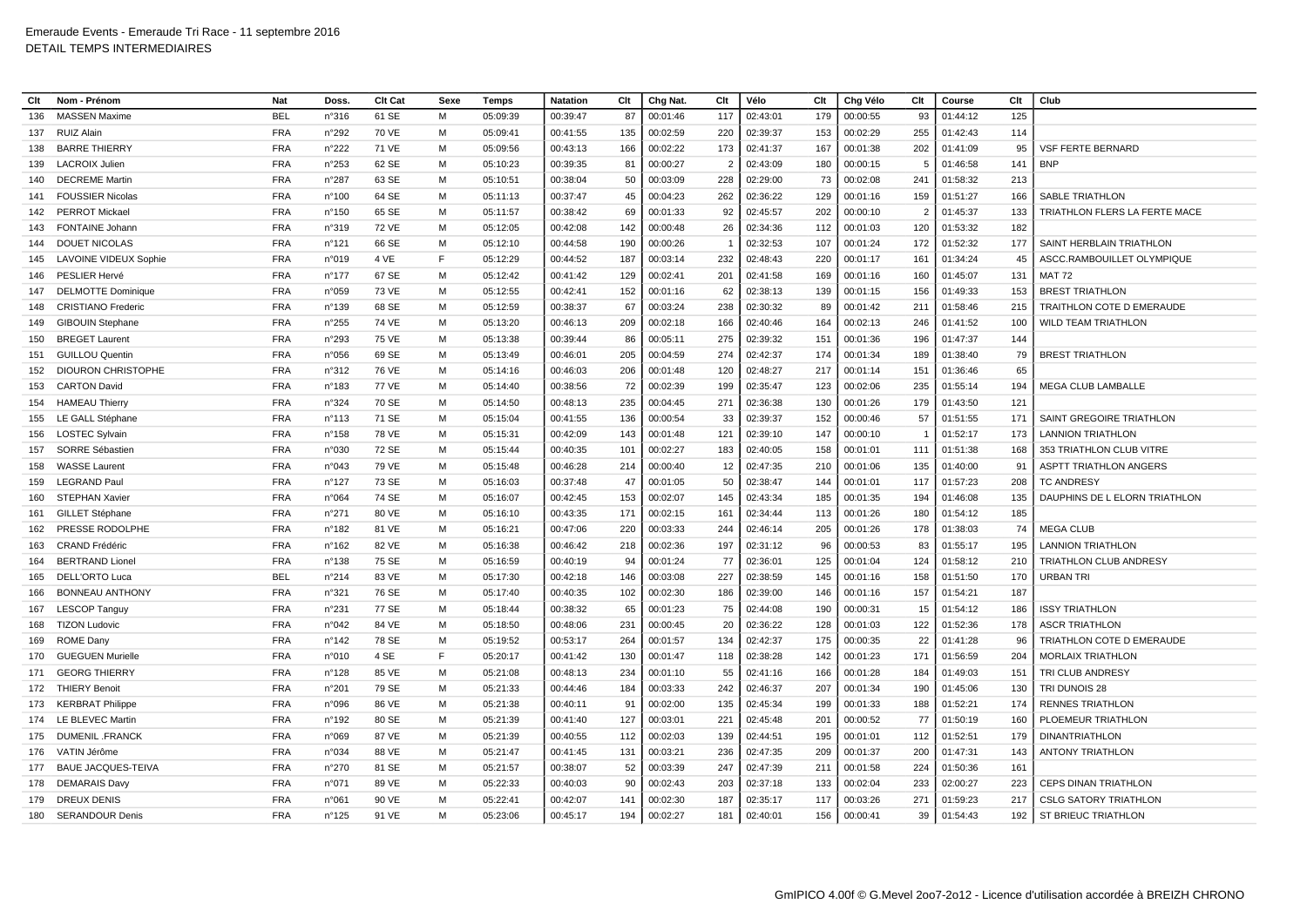Emeraude Events - Emeraude Tri Race - 11 septembre 2016
DETAIL TEMPS INTERMEDIAIRES

| Clt | Nom - Prénom | Nat | Doss. | Clt Cat | Sexe | Temps | Natation | Clt | Chg Nat. | Clt | Vélo | Clt | Chg Vélo | Clt | Course | Clt | Club |
|---|---|---|---|---|---|---|---|---|---|---|---|---|---|---|---|---|---|
| 136 | MASSEN Maxime | BEL | n°316 | 61 SE | M | 05:09:39 | 00:39:47 | 87 | 00:01:46 | 117 | 02:43:01 | 179 | 00:00:55 | 93 | 01:44:12 | 125 | |
| 137 | RUIZ Alain | FRA | n°292 | 70 VE | M | 05:09:41 | 00:41:55 | 135 | 00:02:59 | 220 | 02:39:37 | 153 | 00:02:29 | 255 | 01:42:43 | 114 | |
| 138 | BARRE THIERRY | FRA | n°222 | 71 VE | M | 05:09:56 | 00:43:13 | 166 | 00:02:22 | 173 | 02:41:37 | 167 | 00:01:38 | 202 | 01:41:09 | 95 | VSF FERTE BERNARD |
| 139 | LACROIX Julien | FRA | n°253 | 62 SE | M | 05:10:23 | 00:39:35 | 81 | 00:00:27 | 2 | 02:43:09 | 180 | 00:00:15 | 5 | 01:46:58 | 141 | BNP |
| 140 | DECREME Martin | FRA | n°287 | 63 SE | M | 05:10:51 | 00:38:04 | 50 | 00:03:09 | 228 | 02:29:00 | 73 | 00:02:08 | 241 | 01:58:32 | 213 | |
| 141 | FOUSSIER Nicolas | FRA | n°100 | 64 SE | M | 05:11:13 | 00:37:47 | 45 | 00:04:23 | 262 | 02:36:22 | 129 | 00:01:16 | 159 | 01:51:27 | 166 | SABLE TRIATHLON |
| 142 | PERROT Mickael | FRA | n°150 | 65 SE | M | 05:11:57 | 00:38:42 | 69 | 00:01:33 | 92 | 02:45:57 | 202 | 00:00:10 | 2 | 01:45:37 | 133 | TRIATHLON FLERS LA FERTE MACE |
| 143 | FONTAINE Johann | FRA | n°319 | 72 VE | M | 05:12:05 | 00:42:08 | 142 | 00:00:48 | 26 | 02:34:36 | 112 | 00:01:03 | 120 | 01:53:32 | 182 | |
| 144 | DOUET NICOLAS | FRA | n°121 | 66 SE | M | 05:12:10 | 00:44:58 | 190 | 00:00:26 | 1 | 02:32:53 | 107 | 00:01:24 | 172 | 01:52:32 | 177 | SAINT HERBLAIN TRIATHLON |
| 145 | LAVOINE VIDEUX Sophie | FRA | n°019 | 4 VE | F | 05:12:29 | 00:44:52 | 187 | 00:03:14 | 232 | 02:48:43 | 220 | 00:01:17 | 161 | 01:34:24 | 45 | ASCC.RAMBOUILLET OLYMPIQUE |
| 146 | PESLIER Hervé | FRA | n°177 | 67 SE | M | 05:12:42 | 00:41:42 | 129 | 00:02:41 | 201 | 02:41:58 | 169 | 00:01:16 | 160 | 01:45:07 | 131 | MAT 72 |
| 147 | DELMOTTE Dominique | FRA | n°059 | 73 VE | M | 05:12:55 | 00:42:41 | 152 | 00:01:16 | 62 | 02:38:13 | 139 | 00:01:15 | 156 | 01:49:33 | 153 | BREST TRIATHLON |
| 148 | CRISTIANO Frederic | FRA | n°139 | 68 SE | M | 05:12:59 | 00:38:37 | 67 | 00:03:24 | 238 | 02:30:32 | 89 | 00:01:42 | 211 | 01:58:46 | 215 | TRAITHLON COTE D EMERAUDE |
| 149 | GIBOUIN Stephane | FRA | n°255 | 74 VE | M | 05:13:20 | 00:46:13 | 209 | 00:02:18 | 166 | 02:40:46 | 164 | 00:02:13 | 246 | 01:41:52 | 100 | WILD TEAM TRIATHLON |
| 150 | BREGET Laurent | FRA | n°293 | 75 VE | M | 05:13:38 | 00:39:44 | 86 | 00:05:11 | 275 | 02:39:32 | 151 | 00:01:36 | 196 | 01:47:37 | 144 | |
| 151 | GUILLOU Quentin | FRA | n°056 | 69 SE | M | 05:13:49 | 00:46:01 | 205 | 00:04:59 | 274 | 02:42:37 | 174 | 00:01:34 | 189 | 01:38:40 | 79 | BREST TRIATHLON |
| 152 | DIOURON CHRISTOPHE | FRA | n°312 | 76 VE | M | 05:14:16 | 00:46:03 | 206 | 00:01:48 | 120 | 02:48:27 | 217 | 00:01:14 | 151 | 01:36:46 | 65 | |
| 153 | CARTON David | FRA | n°183 | 77 VE | M | 05:14:40 | 00:38:56 | 72 | 00:02:39 | 199 | 02:35:47 | 123 | 00:02:06 | 235 | 01:55:14 | 194 | MEGA CLUB LAMBALLE |
| 154 | HAMEAU Thierry | FRA | n°324 | 70 SE | M | 05:14:50 | 00:48:13 | 235 | 00:04:45 | 271 | 02:36:38 | 130 | 00:01:26 | 179 | 01:43:50 | 121 | |
| 155 | LE GALL Stéphane | FRA | n°113 | 71 SE | M | 05:15:04 | 00:41:55 | 136 | 00:00:54 | 33 | 02:39:37 | 152 | 00:00:46 | 57 | 01:51:55 | 171 | SAINT GREGOIRE TRIATHLON |
| 156 | LOSTEC Sylvain | FRA | n°158 | 78 VE | M | 05:15:31 | 00:42:09 | 143 | 00:01:48 | 121 | 02:39:10 | 147 | 00:00:10 | 1 | 01:52:17 | 173 | LANNION TRIATHLON |
| 157 | SORRE Sébastien | FRA | n°030 | 72 SE | M | 05:15:44 | 00:40:35 | 101 | 00:02:27 | 183 | 02:40:05 | 158 | 00:01:01 | 111 | 01:51:38 | 168 | 353 TRIATHLON CLUB VITRE |
| 158 | WASSE Laurent | FRA | n°043 | 79 VE | M | 05:15:48 | 00:46:28 | 214 | 00:00:40 | 12 | 02:47:35 | 210 | 00:01:06 | 135 | 01:40:00 | 91 | ASPTT TRIATHLON ANGERS |
| 159 | LEGRAND Paul | FRA | n°127 | 73 SE | M | 05:16:03 | 00:37:48 | 47 | 00:01:05 | 50 | 02:38:47 | 144 | 00:01:01 | 117 | 01:57:23 | 208 | TC ANDRESY |
| 160 | STEPHAN Xavier | FRA | n°064 | 74 SE | M | 05:16:07 | 00:42:45 | 153 | 00:02:07 | 145 | 02:43:34 | 185 | 00:01:35 | 194 | 01:46:08 | 135 | DAUPHINS DE L ELORN TRIATHLON |
| 161 | GILLET Stéphane | FRA | n°271 | 80 VE | M | 05:16:10 | 00:43:35 | 171 | 00:02:15 | 161 | 02:34:44 | 113 | 00:01:26 | 180 | 01:54:12 | 185 | |
| 162 | PRESSE RODOLPHE | FRA | n°182 | 81 VE | M | 05:16:21 | 00:47:06 | 220 | 00:03:33 | 244 | 02:46:14 | 205 | 00:01:26 | 178 | 01:38:03 | 74 | MEGA CLUB |
| 163 | CRAND Frédéric | FRA | n°162 | 82 VE | M | 05:16:38 | 00:46:42 | 218 | 00:02:36 | 197 | 02:31:12 | 96 | 00:00:53 | 83 | 01:55:17 | 195 | LANNION TRIATHLON |
| 164 | BERTRAND Lionel | FRA | n°138 | 75 SE | M | 05:16:59 | 00:40:19 | 94 | 00:01:24 | 77 | 02:36:01 | 125 | 00:01:04 | 124 | 01:58:12 | 210 | TRIATHLON CLUB ANDRESY |
| 165 | DELL'ORTO Luca | BEL | n°214 | 83 VE | M | 05:17:30 | 00:42:18 | 146 | 00:03:08 | 227 | 02:38:59 | 145 | 00:01:16 | 158 | 01:51:50 | 170 | URBAN TRI |
| 166 | BONNEAU ANTHONY | FRA | n°321 | 76 SE | M | 05:17:40 | 00:40:35 | 102 | 00:02:30 | 186 | 02:39:00 | 146 | 00:01:16 | 157 | 01:54:21 | 187 | |
| 167 | LESCOP Tanguy | FRA | n°231 | 77 SE | M | 05:18:44 | 00:38:32 | 65 | 00:01:23 | 75 | 02:44:08 | 190 | 00:00:31 | 15 | 01:54:12 | 186 | ISSY TRIATHLON |
| 168 | TIZON Ludovic | FRA | n°042 | 84 VE | M | 05:18:50 | 00:48:06 | 231 | 00:00:45 | 20 | 02:36:22 | 128 | 00:01:03 | 122 | 01:52:36 | 178 | ASCR TRIATHLON |
| 169 | ROME Dany | FRA | n°142 | 78 SE | M | 05:19:52 | 00:53:17 | 264 | 00:01:57 | 134 | 02:42:37 | 175 | 00:00:35 | 22 | 01:41:28 | 96 | TRIATHLON COTE D EMERAUDE |
| 170 | GUEGUEN Murielle | FRA | n°010 | 4 SE | F | 05:20:17 | 00:41:42 | 130 | 00:01:47 | 118 | 02:38:28 | 142 | 00:01:23 | 171 | 01:56:59 | 204 | MORLAIX TRIATHLON |
| 171 | GEORG THIERRY | FRA | n°128 | 85 VE | M | 05:21:08 | 00:48:13 | 234 | 00:01:10 | 55 | 02:41:16 | 166 | 00:01:28 | 184 | 01:49:03 | 151 | TRI CLUB ANDRESY |
| 172 | THIERY Benoit | FRA | n°201 | 79 SE | M | 05:21:33 | 00:44:46 | 184 | 00:03:33 | 242 | 02:46:37 | 207 | 00:01:34 | 190 | 01:45:06 | 130 | TRI DUNOIS 28 |
| 173 | KERBRAT Philippe | FRA | n°096 | 86 VE | M | 05:21:38 | 00:40:11 | 91 | 00:02:00 | 135 | 02:45:34 | 199 | 00:01:33 | 188 | 01:52:21 | 174 | RENNES TRIATHLON |
| 174 | LE BLEVEC Martin | FRA | n°192 | 80 SE | M | 05:21:39 | 00:41:40 | 127 | 00:03:01 | 221 | 02:45:48 | 201 | 00:00:52 | 77 | 01:50:19 | 160 | PLOEMEUR TRIATHLON |
| 175 | DUMENIL .FRANCK | FRA | n°069 | 87 VE | M | 05:21:39 | 00:40:55 | 112 | 00:02:03 | 139 | 02:44:51 | 195 | 00:01:01 | 112 | 01:52:51 | 179 | DINANTRIATHLON |
| 176 | VATIN Jérôme | FRA | n°034 | 88 VE | M | 05:21:47 | 00:41:45 | 131 | 00:03:21 | 236 | 02:47:35 | 209 | 00:01:37 | 200 | 01:47:31 | 143 | ANTONY TRIATHLON |
| 177 | BAUE JACQUES-TEIVA | FRA | n°270 | 81 SE | M | 05:21:57 | 00:38:07 | 52 | 00:03:39 | 247 | 02:47:39 | 211 | 00:01:58 | 224 | 01:50:36 | 161 | |
| 178 | DEMARAIS Davy | FRA | n°071 | 89 VE | M | 05:22:33 | 00:40:03 | 90 | 00:02:43 | 203 | 02:37:18 | 133 | 00:02:04 | 233 | 02:00:27 | 223 | CEPS DINAN TRIATHLON |
| 179 | DREUX DENIS | FRA | n°061 | 90 VE | M | 05:22:41 | 00:42:07 | 141 | 00:02:30 | 187 | 02:35:17 | 117 | 00:03:26 | 271 | 01:59:23 | 217 | CSLG SATORY TRIATHLON |
| 180 | SERANDOUR Denis | FRA | n°125 | 91 VE | M | 05:23:06 | 00:45:17 | 194 | 00:02:27 | 181 | 02:40:01 | 156 | 00:00:41 | 39 | 01:54:43 | 192 | ST BRIEUC TRIATHLON |

GmIPICO 4.00f © G.Mevel 2oo7-2o12 - Licence d'utilisation accordée à BREIZH CHRONO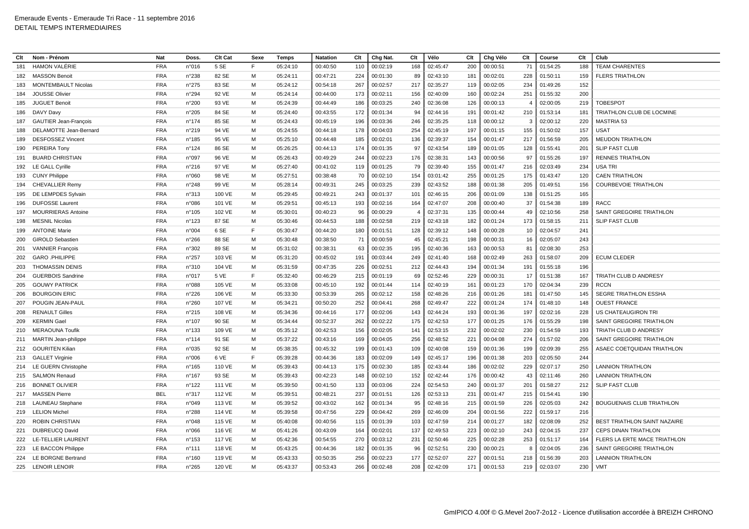Emeraude Events - Emeraude Tri Race - 11 septembre 2016
DETAIL TEMPS INTERMEDIAIRES

| Clt | Nom - Prénom | Nat | Doss. | Clt Cat | Sexe | Temps | Natation | Clt | Chg Nat. | Clt | Vélo | Clt | Chg Vélo | Clt | Course | Clt | Club |
|---|---|---|---|---|---|---|---|---|---|---|---|---|---|---|---|---|---|
| 181 | HAMON VALÉRIE | FRA | n°016 | 5 SE | F | 05:24:10 | 00:40:50 | 110 | 00:02:19 | 168 | 02:45:47 | 200 | 00:00:51 | 71 | 01:54:25 | 188 | TEAM CHARENTES |
| 182 | MASSON Benoit | FRA | n°238 | 82 SE | M | 05:24:11 | 00:47:21 | 224 | 00:01:30 | 89 | 02:43:10 | 181 | 00:02:01 | 228 | 01:50:11 | 159 | FLERS TRIATHLON |
| 183 | MONTEMBAULT Nicolas | FRA | n°275 | 83 SE | M | 05:24:12 | 00:54:18 | 267 | 00:02:57 | 217 | 02:35:27 | 119 | 00:02:05 | 234 | 01:49:26 | 152 | |
| 184 | JOUSSE Olivier | FRA | n°294 | 92 VE | M | 05:24:14 | 00:44:00 | 173 | 00:02:11 | 156 | 02:40:09 | 160 | 00:02:24 | 251 | 01:55:32 | 200 | |
| 185 | JUGUET Benoit | FRA | n°200 | 93 VE | M | 05:24:39 | 00:44:49 | 186 | 00:03:25 | 240 | 02:36:08 | 126 | 00:00:13 | 4 | 02:00:05 | 219 | TOBESPOT |
| 186 | DAVY Davy | FRA | n°205 | 84 SE | M | 05:24:40 | 00:43:55 | 172 | 00:01:34 | 94 | 02:44:16 | 191 | 00:01:42 | 210 | 01:53:14 | 181 | TRIATHLON CLUB DE LOCMINE |
| 187 | GAUTIER Jean-François | FRA | n°174 | 85 SE | M | 05:24:43 | 00:45:19 | 196 | 00:03:36 | 246 | 02:35:25 | 118 | 00:00:12 | 3 | 02:00:12 | 220 | MASTRIA 53 |
| 188 | DELAMOTTE Jean-Bernard | FRA | n°219 | 94 VE | M | 05:24:55 | 00:44:18 | 178 | 00:04:03 | 254 | 02:45:19 | 197 | 00:01:15 | 155 | 01:50:02 | 157 | USAT |
| 189 | DESFOSSEZ Vincent | FRA | n°185 | 95 VE | M | 05:25:10 | 00:44:48 | 185 | 00:02:01 | 136 | 02:39:37 | 154 | 00:01:47 | 217 | 01:56:59 | 205 | MEUDON TRIATHLON |
| 190 | PEREIRA Tony | FRA | n°124 | 86 SE | M | 05:26:25 | 00:44:13 | 174 | 00:01:35 | 97 | 02:43:54 | 189 | 00:01:05 | 128 | 01:55:41 | 201 | SLIP FAST CLUB |
| 191 | BUARD CHRISTIAN | FRA | n°097 | 96 VE | M | 05:26:43 | 00:49:29 | 244 | 00:02:23 | 176 | 02:38:31 | 143 | 00:00:56 | 97 | 01:55:26 | 197 | RENNES TRIATHLON |
| 192 | LE GALL Cyrille | FRA | n°216 | 97 VE | M | 05:27:40 | 00:41:02 | 119 | 00:01:25 | 79 | 02:39:40 | 155 | 00:01:47 | 216 | 02:03:49 | 234 | USA TRI |
| 193 | CUNY Philippe | FRA | n°060 | 98 VE | M | 05:27:51 | 00:38:48 | 70 | 00:02:10 | 154 | 03:01:42 | 255 | 00:01:25 | 175 | 01:43:47 | 120 | CAEN TRIATHLON |
| 194 | CHEVALLIER Remy | FRA | n°248 | 99 VE | M | 05:28:14 | 00:49:31 | 245 | 00:03:25 | 239 | 02:43:52 | 188 | 00:01:38 | 205 | 01:49:51 | 156 | COURBEVOIE TRIATHLON |
| 195 | DE LEMPDES Sylvain | FRA | n°313 | 100 VE | M | 05:29:45 | 00:49:21 | 243 | 00:01:37 | 101 | 02:46:15 | 206 | 00:01:09 | 138 | 01:51:25 | 165 | |
| 196 | DUFOSSE Laurent | FRA | n°086 | 101 VE | M | 05:29:51 | 00:45:13 | 193 | 00:02:16 | 164 | 02:47:07 | 208 | 00:00:40 | 37 | 01:54:38 | 189 | RACC |
| 197 | MOURRIERAS Antoine | FRA | n°105 | 102 VE | M | 05:30:01 | 00:40:23 | 96 | 00:00:29 | 4 | 02:37:31 | 135 | 00:00:44 | 49 | 02:10:56 | 258 | SAINT GREGOIRE TRIATHLON |
| 198 | MESNIL Nicolas | FRA | n°123 | 87 SE | M | 05:30:46 | 00:44:53 | 188 | 00:02:58 | 219 | 02:43:18 | 182 | 00:01:24 | 173 | 01:58:15 | 211 | SLIP FAST CLUB |
| 199 | ANTOINE Marie | FRA | n°004 | 6 SE | F | 05:30:47 | 00:44:20 | 180 | 00:01:51 | 128 | 02:39:12 | 148 | 00:00:28 | 10 | 02:04:57 | 241 | |
| 200 | GIROLD Sebastien | FRA | n°266 | 88 SE | M | 05:30:48 | 00:38:50 | 71 | 00:00:59 | 45 | 02:45:21 | 198 | 00:00:31 | 16 | 02:05:07 | 243 | |
| 201 | VANNIER François | FRA | n°302 | 89 SE | M | 05:31:02 | 00:38:31 | 63 | 00:02:35 | 195 | 02:40:36 | 163 | 00:00:53 | 81 | 02:08:30 | 253 | |
| 202 | GARO .PHILIPPE | FRA | n°257 | 103 VE | M | 05:31:20 | 00:45:02 | 191 | 00:03:44 | 249 | 02:41:40 | 168 | 00:02:49 | 263 | 01:58:07 | 209 | ECUM CLEDER |
| 203 | THOMASSIN DENIS | FRA | n°310 | 104 VE | M | 05:31:59 | 00:47:35 | 226 | 00:02:51 | 212 | 02:44:43 | 194 | 00:01:34 | 191 | 01:55:18 | 196 | |
| 204 | GUERBOIS Sandrine | FRA | n°017 | 5 VE | F | 05:32:40 | 00:46:29 | 215 | 00:01:19 | 69 | 02:52:46 | 229 | 00:00:31 | 17 | 01:51:38 | 167 | TRIATH CLUB D ANDRESY |
| 205 | GOUWY PATRICK | FRA | n°088 | 105 VE | M | 05:33:08 | 00:45:10 | 192 | 00:01:44 | 114 | 02:40:19 | 161 | 00:01:23 | 170 | 02:04:34 | 239 | RCCN |
| 206 | BOURGOIN ERIC | FRA | n°226 | 106 VE | M | 05:33:30 | 00:53:39 | 265 | 00:02:12 | 158 | 02:48:26 | 216 | 00:01:26 | 181 | 01:47:50 | 145 | SEGRE TRIATHLON ESSHA |
| 207 | POUGIN JEAN-PAUL | FRA | n°260 | 107 VE | M | 05:34:21 | 00:50:20 | 252 | 00:04:41 | 268 | 02:49:47 | 222 | 00:01:24 | 174 | 01:48:10 | 148 | OUEST FRANCE |
| 208 | RENAULT Gilles | FRA | n°215 | 108 VE | M | 05:34:36 | 00:44:16 | 177 | 00:02:06 | 143 | 02:44:24 | 193 | 00:01:36 | 197 | 02:02:16 | 228 | US CHATEAUGIRON TRI |
| 209 | KERMIN Gael | FRA | n°107 | 90 SE | M | 05:34:44 | 00:52:37 | 262 | 00:02:22 | 175 | 02:42:53 | 177 | 00:01:25 | 176 | 01:55:29 | 198 | SAINT GREGOIRE TRIATHLON |
| 210 | MERAOUNA Toufik | FRA | n°133 | 109 VE | M | 05:35:12 | 00:42:53 | 156 | 00:02:05 | 141 | 02:53:15 | 232 | 00:02:02 | 230 | 01:54:59 | 193 | TRIATH CLUB D ANDRESY |
| 211 | MARTIN Jean-philippe | FRA | n°114 | 91 SE | M | 05:37:22 | 00:43:16 | 169 | 00:04:05 | 256 | 02:48:52 | 221 | 00:04:08 | 274 | 01:57:02 | 206 | SAINT GREGOIRE TRIATHLON |
| 212 | GOURITEN Kilian | FRA | n°035 | 92 SE | M | 05:38:35 | 00:45:32 | 199 | 00:01:43 | 109 | 02:40:08 | 159 | 00:01:36 | 199 | 02:09:39 | 255 | ASAEC COETQUIDAN TRIATHLON |
| 213 | GALLET Virginie | FRA | n°006 | 6 VE | F | 05:39:28 | 00:44:36 | 183 | 00:02:09 | 149 | 02:45:17 | 196 | 00:01:38 | 203 | 02:05:50 | 244 | |
| 214 | LE GUERN Christophe | FRA | n°165 | 110 VE | M | 05:39:43 | 00:44:13 | 175 | 00:02:30 | 185 | 02:43:44 | 186 | 00:02:02 | 229 | 02:07:17 | 250 | LANNION TRIATHLON |
| 215 | SALMON Renaud | FRA | n°167 | 93 SE | M | 05:39:43 | 00:42:23 | 148 | 00:02:10 | 152 | 02:42:44 | 176 | 00:00:42 | 43 | 02:11:46 | 260 | LANNION TRIATHLON |
| 216 | BONNET OLIVIER | FRA | n°122 | 111 VE | M | 05:39:50 | 00:41:50 | 133 | 00:03:06 | 224 | 02:54:53 | 240 | 00:01:37 | 201 | 01:58:27 | 212 | SLIP FAST CLUB |
| 217 | MASSEN Pierre | BEL | n°317 | 112 VE | M | 05:39:51 | 00:48:21 | 237 | 00:01:51 | 126 | 02:53:13 | 231 | 00:01:47 | 215 | 01:54:41 | 190 | |
| 218 | LAUNEAU Stephane | FRA | n°049 | 113 VE | M | 05:39:52 | 00:43:02 | 162 | 00:01:34 | 95 | 02:48:16 | 215 | 00:01:59 | 226 | 02:05:03 | 242 | BOUGUENAIS CLUB TRIATHLON |
| 219 | LELION Michel | FRA | n°288 | 114 VE | M | 05:39:58 | 00:47:56 | 229 | 00:04:42 | 269 | 02:46:09 | 204 | 00:01:56 | 222 | 01:59:17 | 216 | |
| 220 | ROBIN CHRISTIAN | FRA | n°048 | 115 VE | M | 05:40:08 | 00:40:56 | 115 | 00:01:39 | 103 | 02:47:59 | 214 | 00:01:27 | 182 | 02:08:09 | 252 | BEST TRIATHLON SAINT NAZAIRE |
| 221 | DUBREUCQ David | FRA | n°066 | 116 VE | M | 05:41:26 | 00:43:09 | 164 | 00:02:01 | 137 | 02:49:53 | 223 | 00:02:10 | 243 | 02:04:15 | 237 | CEPS DINAN TRIATHLON |
| 222 | LE-TELLIER LAURENT | FRA | n°153 | 117 VE | M | 05:42:36 | 00:54:55 | 270 | 00:03:12 | 231 | 02:50:46 | 225 | 00:02:28 | 253 | 01:51:17 | 164 | FLERS LA ERTE MACE TRIATHLON |
| 223 | LE BACCON Philippe | FRA | n°111 | 118 VE | M | 05:43:25 | 00:44:36 | 182 | 00:01:35 | 96 | 02:52:51 | 230 | 00:00:21 | 8 | 02:04:05 | 236 | SAINT GREGOIRE TRIATHLON |
| 224 | LE BORGNE Bertrand | FRA | n°160 | 119 VE | M | 05:43:33 | 00:50:35 | 256 | 00:02:23 | 177 | 02:52:07 | 227 | 00:01:51 | 218 | 01:56:39 | 203 | LANNION TRIATHLON |
| 225 | LENOIR LENOIR | FRA | n°265 | 120 VE | M | 05:43:37 | 00:53:43 | 266 | 00:02:48 | 208 | 02:42:09 | 171 | 00:01:53 | 219 | 02:03:07 | 230 | VMT |

GmIPICO 4.00f © G.Mevel 2oo7-2o12 - Licence d'utilisation accordée à BREIZH CHRONO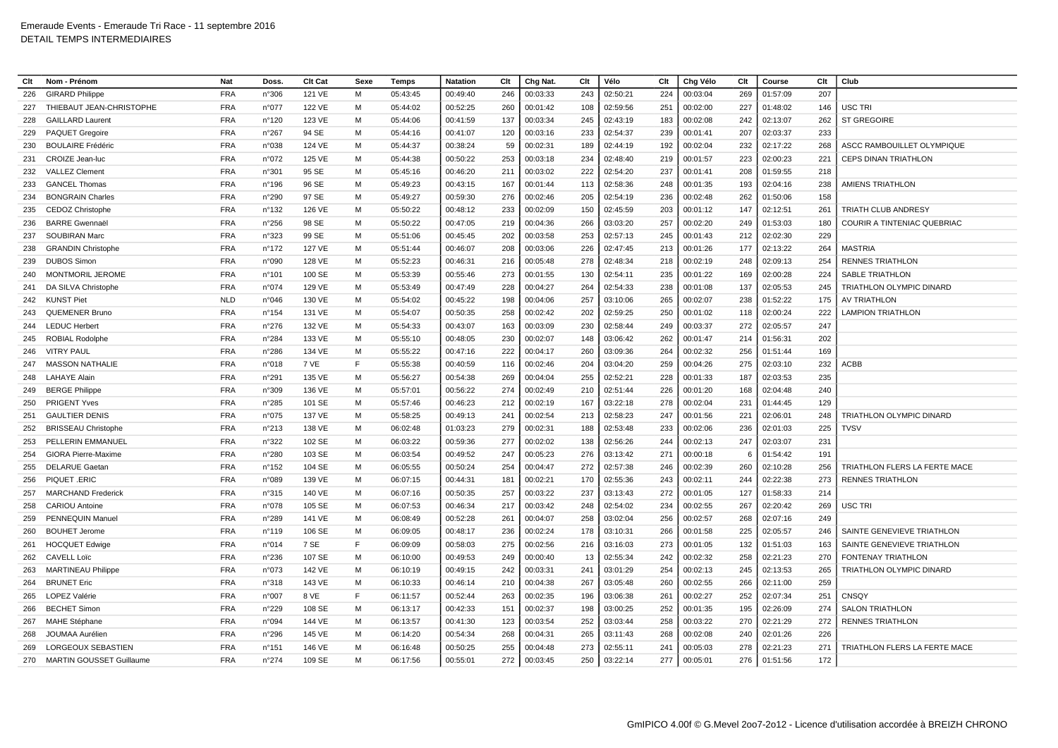Emeraude Events - Emeraude Tri Race - 11 septembre 2016
DETAIL TEMPS INTERMEDIAIRES

| Clt | Nom - Prénom | Nat | Doss. | Clt Cat | Sexe | Temps | Natation | Clt | Chg Nat. | Clt | Vélo | Clt | Chg Vélo | Clt | Course | Clt | Club |
|---|---|---|---|---|---|---|---|---|---|---|---|---|---|---|---|---|---|
| 226 | GIRARD Philippe | FRA | n°306 | 121 VE | M | 05:43:45 | 00:49:40 | 246 | 00:03:33 | 243 | 02:50:21 | 224 | 00:03:04 | 269 | 01:57:09 | 207 | |
| 227 | THIEBAUT JEAN-CHRISTOPHE | FRA | n°077 | 122 VE | M | 05:44:02 | 00:52:25 | 260 | 00:01:42 | 108 | 02:59:56 | 251 | 00:02:00 | 227 | 01:48:02 | 146 | USC TRI |
| 228 | GAILLARD Laurent | FRA | n°120 | 123 VE | M | 05:44:06 | 00:41:59 | 137 | 00:03:34 | 245 | 02:43:19 | 183 | 00:02:08 | 242 | 02:13:07 | 262 | ST GREGOIRE |
| 229 | PAQUET Gregoire | FRA | n°267 | 94 SE | M | 05:44:16 | 00:41:07 | 120 | 00:03:16 | 233 | 02:54:37 | 239 | 00:01:41 | 207 | 02:03:37 | 233 | |
| 230 | BOULAIRE Frédéric | FRA | n°038 | 124 VE | M | 05:44:37 | 00:38:24 | 59 | 00:02:31 | 189 | 02:44:19 | 192 | 00:02:04 | 232 | 02:17:22 | 268 | ASCC RAMBOUILLET OLYMPIQUE |
| 231 | CROIZE Jean-luc | FRA | n°072 | 125 VE | M | 05:44:38 | 00:50:22 | 253 | 00:03:18 | 234 | 02:48:40 | 219 | 00:01:57 | 223 | 02:00:23 | 221 | CEPS DINAN TRIATHLON |
| 232 | VALLEZ Clement | FRA | n°301 | 95 SE | M | 05:45:16 | 00:46:20 | 211 | 00:03:02 | 222 | 02:54:20 | 237 | 00:01:41 | 208 | 01:59:55 | 218 | |
| 233 | GANCEL Thomas | FRA | n°196 | 96 SE | M | 05:49:23 | 00:43:15 | 167 | 00:01:44 | 113 | 02:58:36 | 248 | 00:01:35 | 193 | 02:04:16 | 238 | AMIENS TRIATHLON |
| 234 | BONGRAIN Charles | FRA | n°290 | 97 SE | M | 05:49:27 | 00:59:30 | 276 | 00:02:46 | 205 | 02:54:19 | 236 | 00:02:48 | 262 | 01:50:06 | 158 | |
| 235 | CEDOZ Christophe | FRA | n°132 | 126 VE | M | 05:50:22 | 00:48:12 | 233 | 00:02:09 | 150 | 02:45:59 | 203 | 00:01:12 | 147 | 02:12:51 | 261 | TRIATH CLUB ANDRESY |
| 236 | BARRE Gwennaël | FRA | n°256 | 98 SE | M | 05:50:22 | 00:47:05 | 219 | 00:04:36 | 266 | 03:03:20 | 257 | 00:02:20 | 249 | 01:53:03 | 180 | COURIR A TINTENIAC QUEBRIAC |
| 237 | SOUBIRAN Marc | FRA | n°323 | 99 SE | M | 05:51:06 | 00:45:45 | 202 | 00:03:58 | 253 | 02:57:13 | 245 | 00:01:43 | 212 | 02:02:30 | 229 | |
| 238 | GRANDIN Christophe | FRA | n°172 | 127 VE | M | 05:51:44 | 00:46:07 | 208 | 00:03:06 | 226 | 02:47:45 | 213 | 00:01:26 | 177 | 02:13:22 | 264 | MASTRIA |
| 239 | DUBOS Simon | FRA | n°090 | 128 VE | M | 05:52:23 | 00:46:31 | 216 | 00:05:48 | 278 | 02:48:34 | 218 | 00:02:19 | 248 | 02:09:13 | 254 | RENNES TRIATHLON |
| 240 | MONTMORIL JEROME | FRA | n°101 | 100 SE | M | 05:53:39 | 00:55:46 | 273 | 00:01:55 | 130 | 02:54:11 | 235 | 00:01:22 | 169 | 02:00:28 | 224 | SABLE TRIATHLON |
| 241 | DA SILVA Christophe | FRA | n°074 | 129 VE | M | 05:53:49 | 00:47:49 | 228 | 00:04:27 | 264 | 02:54:33 | 238 | 00:01:08 | 137 | 02:05:53 | 245 | TRIATHLON OLYMPIC DINARD |
| 242 | KUNST Piet | NLD | n°046 | 130 VE | M | 05:54:02 | 00:45:22 | 198 | 00:04:06 | 257 | 03:10:06 | 265 | 00:02:07 | 238 | 01:52:22 | 175 | AV TRIATHLON |
| 243 | QUEMENER Bruno | FRA | n°154 | 131 VE | M | 05:54:07 | 00:50:35 | 258 | 00:02:42 | 202 | 02:59:25 | 250 | 00:01:02 | 118 | 02:00:24 | 222 | LAMPION TRIATHLON |
| 244 | LEDUC Herbert | FRA | n°276 | 132 VE | M | 05:54:33 | 00:43:07 | 163 | 00:03:09 | 230 | 02:58:44 | 249 | 00:03:37 | 272 | 02:05:57 | 247 | |
| 245 | ROBIAL Rodolphe | FRA | n°284 | 133 VE | M | 05:55:10 | 00:48:05 | 230 | 00:02:07 | 148 | 03:06:42 | 262 | 00:01:47 | 214 | 01:56:31 | 202 | |
| 246 | VITRY PAUL | FRA | n°286 | 134 VE | M | 05:55:22 | 00:47:16 | 222 | 00:04:17 | 260 | 03:09:36 | 264 | 00:02:32 | 256 | 01:51:44 | 169 | |
| 247 | MASSON NATHALIE | FRA | n°018 | 7 VE | F | 05:55:38 | 00:40:59 | 116 | 00:02:46 | 204 | 03:04:20 | 259 | 00:04:26 | 275 | 02:03:10 | 232 | ACBB |
| 248 | LAHAYE Alain | FRA | n°291 | 135 VE | M | 05:56:27 | 00:54:38 | 269 | 00:04:04 | 255 | 02:52:21 | 228 | 00:01:33 | 187 | 02:03:53 | 235 | |
| 249 | BERGE Philippe | FRA | n°309 | 136 VE | M | 05:57:01 | 00:56:22 | 274 | 00:02:49 | 210 | 02:51:44 | 226 | 00:01:20 | 168 | 02:04:48 | 240 | |
| 250 | PRIGENT Yves | FRA | n°285 | 101 SE | M | 05:57:46 | 00:46:23 | 212 | 00:02:19 | 167 | 03:22:18 | 278 | 00:02:04 | 231 | 01:44:45 | 129 | |
| 251 | GAULTIER DENIS | FRA | n°075 | 137 VE | M | 05:58:25 | 00:49:13 | 241 | 00:02:54 | 213 | 02:58:23 | 247 | 00:01:56 | 221 | 02:06:01 | 248 | TRIATHLON OLYMPIC DINARD |
| 252 | BRISSEAU Christophe | FRA | n°213 | 138 VE | M | 06:02:48 | 01:03:23 | 279 | 00:02:31 | 188 | 02:53:48 | 233 | 00:02:06 | 236 | 02:01:03 | 225 | TVSV |
| 253 | PELLERIN EMMANUEL | FRA | n°322 | 102 SE | M | 06:03:22 | 00:59:36 | 277 | 00:02:02 | 138 | 02:56:26 | 244 | 00:02:13 | 247 | 02:03:07 | 231 | |
| 254 | GIORA Pierre-Maxime | FRA | n°280 | 103 SE | M | 06:03:54 | 00:49:52 | 247 | 00:05:23 | 276 | 03:13:42 | 271 | 00:00:18 | 6 | 01:54:42 | 191 | |
| 255 | DELARUE Gaetan | FRA | n°152 | 104 SE | M | 06:05:55 | 00:50:24 | 254 | 00:04:47 | 272 | 02:57:38 | 246 | 00:02:39 | 260 | 02:10:28 | 256 | TRIATHLON FLERS LA FERTE MACE |
| 256 | PIQUET .ERIC | FRA | n°089 | 139 VE | M | 06:07:15 | 00:44:31 | 181 | 00:02:21 | 170 | 02:55:36 | 243 | 00:02:11 | 244 | 02:22:38 | 273 | RENNES TRIATHLON |
| 257 | MARCHAND Frederick | FRA | n°315 | 140 VE | M | 06:07:16 | 00:50:35 | 257 | 00:03:22 | 237 | 03:13:43 | 272 | 00:01:05 | 127 | 01:58:33 | 214 | |
| 258 | CARIOU Antoine | FRA | n°078 | 105 SE | M | 06:07:53 | 00:46:34 | 217 | 00:03:42 | 248 | 02:54:02 | 234 | 00:02:55 | 267 | 02:20:42 | 269 | USC TRI |
| 259 | PENNEQUIN Manuel | FRA | n°289 | 141 VE | M | 06:08:49 | 00:52:28 | 261 | 00:04:07 | 258 | 03:02:04 | 256 | 00:02:57 | 268 | 02:07:16 | 249 | |
| 260 | BOUHET Jerome | FRA | n°119 | 106 SE | M | 06:09:05 | 00:48:17 | 236 | 00:02:24 | 178 | 03:10:31 | 266 | 00:01:58 | 225 | 02:05:57 | 246 | SAINTE GENEVIEVE TRIATHLON |
| 261 | HOCQUET Edwige | FRA | n°014 | 7 SE | F | 06:09:09 | 00:58:03 | 275 | 00:02:56 | 216 | 03:16:03 | 273 | 00:01:05 | 132 | 01:51:03 | 163 | SAINTE GENEVIEVE TRIATHLON |
| 262 | CAVELL Loïc | FRA | n°236 | 107 SE | M | 06:10:00 | 00:49:53 | 249 | 00:00:40 | 13 | 02:55:34 | 242 | 00:02:32 | 258 | 02:21:23 | 270 | FONTENAY TRIATHLON |
| 263 | MARTINEAU Philippe | FRA | n°073 | 142 VE | M | 06:10:19 | 00:49:15 | 242 | 00:03:31 | 241 | 03:01:29 | 254 | 00:02:13 | 245 | 02:13:53 | 265 | TRIATHLON OLYMPIC DINARD |
| 264 | BRUNET Eric | FRA | n°318 | 143 VE | M | 06:10:33 | 00:46:14 | 210 | 00:04:38 | 267 | 03:05:48 | 260 | 00:02:55 | 266 | 02:11:00 | 259 | |
| 265 | LOPEZ Valérie | FRA | n°007 | 8 VE | F | 06:11:57 | 00:52:44 | 263 | 00:02:35 | 196 | 03:06:38 | 261 | 00:02:27 | 252 | 02:07:34 | 251 | CNSQY |
| 266 | BECHET Simon | FRA | n°229 | 108 SE | M | 06:13:17 | 00:42:33 | 151 | 00:02:37 | 198 | 03:00:25 | 252 | 00:01:35 | 195 | 02:26:09 | 274 | SALON TRIATHLON |
| 267 | MAHE Stéphane | FRA | n°094 | 144 VE | M | 06:13:57 | 00:41:30 | 123 | 00:03:54 | 252 | 03:03:44 | 258 | 00:03:22 | 270 | 02:21:29 | 272 | RENNES TRIATHLON |
| 268 | JOUMAA Aurélien | FRA | n°296 | 145 VE | M | 06:14:20 | 00:54:34 | 268 | 00:04:31 | 265 | 03:11:43 | 268 | 00:02:08 | 240 | 02:01:26 | 226 | |
| 269 | LORGEOUX SEBASTIEN | FRA | n°151 | 146 VE | M | 06:16:48 | 00:50:25 | 255 | 00:04:48 | 273 | 02:55:11 | 241 | 00:05:03 | 278 | 02:21:23 | 271 | TRIATHLON FLERS LA FERTE MACE |
| 270 | MARTIN GOUSSET Guillaume | FRA | n°274 | 109 SE | M | 06:17:56 | 00:55:01 | 272 | 00:03:45 | 250 | 03:22:14 | 277 | 00:05:01 | 276 | 01:51:56 | 172 | |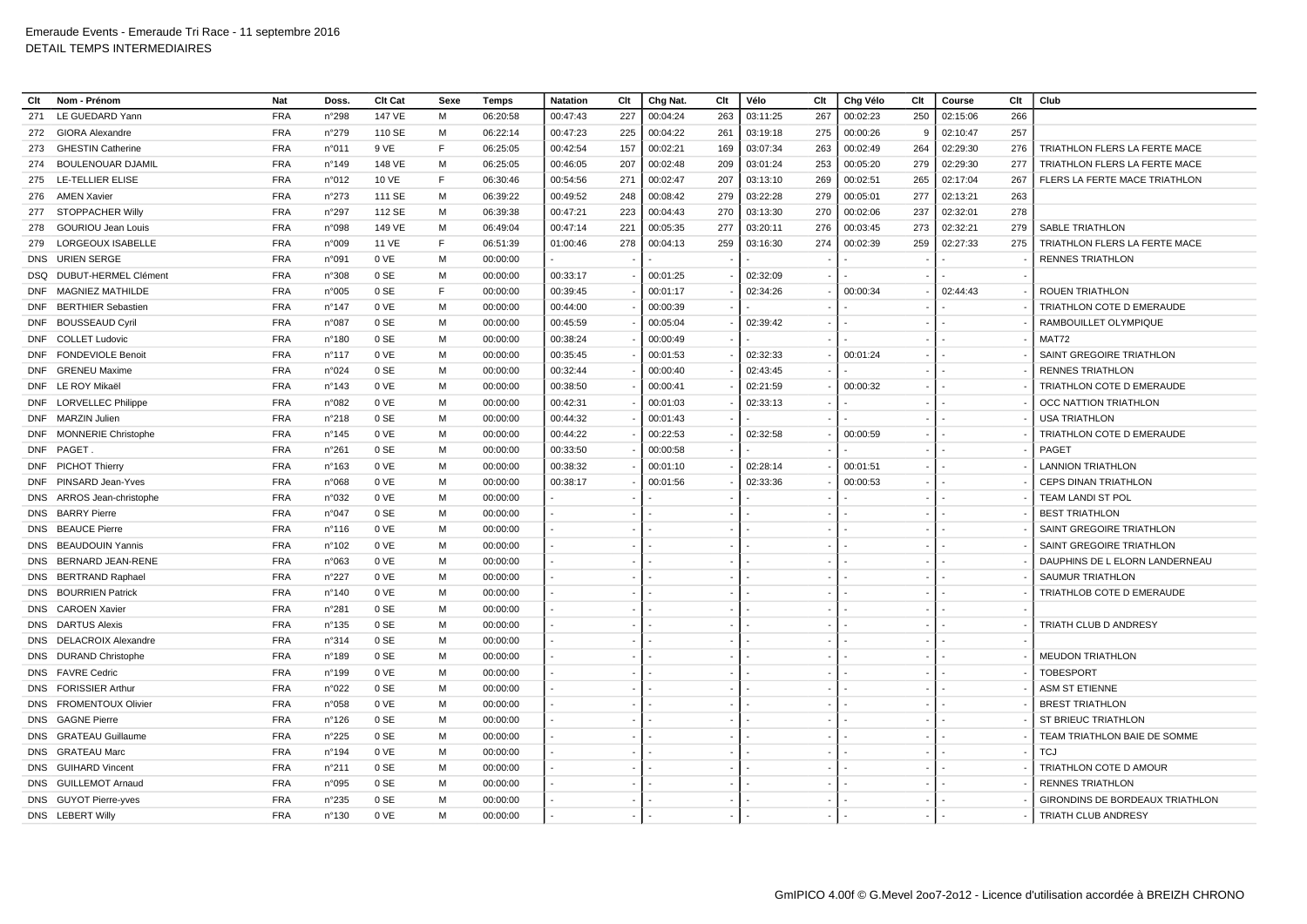Emeraude Events - Emeraude Tri Race - 11 septembre 2016
DETAIL TEMPS INTERMEDIAIRES

| Clt | Nom - Prénom | Nat | Doss. | Clt Cat | Sexe | Temps | Natation | Clt | Chg Nat. | Clt | Vélo | Clt | Chg Vélo | Clt | Course | Clt | Club |
|---|---|---|---|---|---|---|---|---|---|---|---|---|---|---|---|---|---|
| 271 | LE GUEDARD Yann | FRA | n°298 | 147 VE | M | 06:20:58 | 00:47:43 | 227 | 00:04:24 | 263 | 03:11:25 | 267 | 00:02:23 | 250 | 02:15:06 | 266 | |
| 272 | GIORA Alexandre | FRA | n°279 | 110 SE | M | 06:22:14 | 00:47:23 | 225 | 00:04:22 | 261 | 03:19:18 | 275 | 00:00:26 | 9 | 02:10:47 | 257 | |
| 273 | GHESTIN Catherine | FRA | n°011 | 9 VE | F | 06:25:05 | 00:42:54 | 157 | 00:02:21 | 169 | 03:07:34 | 263 | 00:02:49 | 264 | 02:29:30 | 276 | TRIATHLON FLERS LA FERTE MACE |
| 274 | BOULENOUAR DJAMIL | FRA | n°149 | 148 VE | M | 06:25:05 | 00:46:05 | 207 | 00:02:48 | 209 | 03:01:24 | 253 | 00:05:20 | 279 | 02:29:30 | 277 | TRIATHLON FLERS LA FERTE MACE |
| 275 | LE-TELLIER ELISE | FRA | n°012 | 10 VE | F | 06:30:46 | 00:54:56 | 271 | 00:02:47 | 207 | 03:13:10 | 269 | 00:02:51 | 265 | 02:17:04 | 267 | FLERS LA FERTE MACE TRIATHLON |
| 276 | AMEN Xavier | FRA | n°273 | 111 SE | M | 06:39:22 | 00:49:52 | 248 | 00:08:42 | 279 | 03:22:28 | 279 | 00:05:01 | 277 | 02:13:21 | 263 | |
| 277 | STOPPACHER Willy | FRA | n°297 | 112 SE | M | 06:39:38 | 00:47:21 | 223 | 00:04:43 | 270 | 03:13:30 | 270 | 00:02:06 | 237 | 02:32:01 | 278 | |
| 278 | GOURIOU Jean Louis | FRA | n°098 | 149 VE | M | 06:49:04 | 00:47:14 | 221 | 00:05:35 | 277 | 03:20:11 | 276 | 00:03:45 | 273 | 02:32:21 | 279 | SABLE TRIATHLON |
| 279 | LORGEOUX ISABELLE | FRA | n°009 | 11 VE | F | 06:51:39 | 01:00:46 | 278 | 00:04:13 | 259 | 03:16:30 | 274 | 00:02:39 | 259 | 02:27:33 | 275 | TRIATHLON FLERS LA FERTE MACE |
| DNS | URIEN SERGE | FRA | n°091 | 0 VE | M | 00:00:00 | - | - | - | - | - | - | - | - | - | - | RENNES TRIATHLON |
| DSQ | DUBUT-HERMEL Clément | FRA | n°308 | 0 SE | M | 00:00:00 | 00:33:17 | - | 00:01:25 | - | 02:32:09 | - | - | - | - | - | |
| DNF | MAGNIEZ MATHILDE | FRA | n°005 | 0 SE | F | 00:00:00 | 00:39:45 | - | 00:01:17 | - | 02:34:26 | - | 00:00:34 | - | 02:44:43 | - | ROUEN TRIATHLON |
| DNF | BERTHIER Sebastien | FRA | n°147 | 0 VE | M | 00:00:00 | 00:44:00 | - | 00:00:39 | - | - | - | - | - | - | - | TRIATHLON COTE D EMERAUDE |
| DNF | BOUSSEAUD Cyril | FRA | n°087 | 0 SE | M | 00:00:00 | 00:45:59 | - | 00:05:04 | - | 02:39:42 | - | - | - | - | - | RAMBOUILLET OLYMPIQUE |
| DNF | COLLET Ludovic | FRA | n°180 | 0 SE | M | 00:00:00 | 00:38:24 | - | 00:00:49 | - | - | - | - | - | - | - | MAT72 |
| DNF | FONDEVIOLE Benoit | FRA | n°117 | 0 VE | M | 00:00:00 | 00:35:45 | - | 00:01:53 | - | 02:32:33 | - | 00:01:24 | - | - | - | SAINT GREGOIRE TRIATHLON |
| DNF | GRENEU Maxime | FRA | n°024 | 0 SE | M | 00:00:00 | 00:32:44 | - | 00:00:40 | - | 02:43:45 | - | - | - | - | - | RENNES TRIATHLON |
| DNF | LE ROY Mikaël | FRA | n°143 | 0 VE | M | 00:00:00 | 00:38:50 | - | 00:00:41 | - | 02:21:59 | - | 00:00:32 | - | - | - | TRIATHLON COTE D EMERAUDE |
| DNF | LORVELLEC Philippe | FRA | n°082 | 0 VE | M | 00:00:00 | 00:42:31 | - | 00:01:03 | - | 02:33:13 | - | - | - | - | - | OCC NATTION TRIATHLON |
| DNF | MARZIN Julien | FRA | n°218 | 0 SE | M | 00:00:00 | 00:44:32 | - | 00:01:43 | - | - | - | - | - | - | - | USA TRIATHLON |
| DNF | MONNERIE Christophe | FRA | n°145 | 0 VE | M | 00:00:00 | 00:44:22 | - | 00:22:53 | - | 02:32:58 | - | 00:00:59 | - | - | - | TRIATHLON COTE D EMERAUDE |
| DNF | PAGET . | FRA | n°261 | 0 SE | M | 00:00:00 | 00:33:50 | - | 00:00:58 | - | - | - | - | - | - | - | PAGET |
| DNF | PICHOT Thierry | FRA | n°163 | 0 VE | M | 00:00:00 | 00:38:32 | - | 00:01:10 | - | 02:28:14 | - | 00:01:51 | - | - | - | LANNION TRIATHLON |
| DNF | PINSARD Jean-Yves | FRA | n°068 | 0 VE | M | 00:00:00 | 00:38:17 | - | 00:01:56 | - | 02:33:36 | - | 00:00:53 | - | - | - | CEPS DINAN TRIATHLON |
| DNS | ARROS Jean-christophe | FRA | n°032 | 0 VE | M | 00:00:00 | - | - | - | - | - | - | - | - | - | - | TEAM LANDI ST POL |
| DNS | BARRY Pierre | FRA | n°047 | 0 SE | M | 00:00:00 | - | - | - | - | - | - | - | - | - | - | BEST TRIATHLON |
| DNS | BEAUCE Pierre | FRA | n°116 | 0 VE | M | 00:00:00 | - | - | - | - | - | - | - | - | - | - | SAINT GREGOIRE TRIATHLON |
| DNS | BEAUDOUIN Yannis | FRA | n°102 | 0 VE | M | 00:00:00 | - | - | - | - | - | - | - | - | - | - | SAINT GREGOIRE TRIATHLON |
| DNS | BERNARD JEAN-RENE | FRA | n°063 | 0 VE | M | 00:00:00 | - | - | - | - | - | - | - | - | - | - | DAUPHINS DE L ELORN LANDERNEAU |
| DNS | BERTRAND Raphael | FRA | n°227 | 0 VE | M | 00:00:00 | - | - | - | - | - | - | - | - | - | - | SAUMUR TRIATHLON |
| DNS | BOURRIEN Patrick | FRA | n°140 | 0 VE | M | 00:00:00 | - | - | - | - | - | - | - | - | - | - | TRIATHLOB COTE D EMERAUDE |
| DNS | CAROEN Xavier | FRA | n°281 | 0 SE | M | 00:00:00 | - | - | - | - | - | - | - | - | - | - | |
| DNS | DARTUS Alexis | FRA | n°135 | 0 SE | M | 00:00:00 | - | - | - | - | - | - | - | - | - | - | TRIATH CLUB D ANDRESY |
| DNS | DELACROIX Alexandre | FRA | n°314 | 0 SE | M | 00:00:00 | - | - | - | - | - | - | - | - | - | - | |
| DNS | DURAND Christophe | FRA | n°189 | 0 SE | M | 00:00:00 | - | - | - | - | - | - | - | - | - | - | MEUDON TRIATHLON |
| DNS | FAVRE Cedric | FRA | n°199 | 0 VE | M | 00:00:00 | - | - | - | - | - | - | - | - | - | - | TOBESPORT |
| DNS | FORISSIER Arthur | FRA | n°022 | 0 SE | M | 00:00:00 | - | - | - | - | - | - | - | - | - | - | ASM ST ETIENNE |
| DNS | FROMENTOUX Olivier | FRA | n°058 | 0 VE | M | 00:00:00 | - | - | - | - | - | - | - | - | - | - | BREST TRIATHLON |
| DNS | GAGNE Pierre | FRA | n°126 | 0 SE | M | 00:00:00 | - | - | - | - | - | - | - | - | - | - | ST BRIEUC TRIATHLON |
| DNS | GRATEAU Guillaume | FRA | n°225 | 0 SE | M | 00:00:00 | - | - | - | - | - | - | - | - | - | - | TEAM TRIATHLON BAIE DE SOMME |
| DNS | GRATEAU Marc | FRA | n°194 | 0 VE | M | 00:00:00 | - | - | - | - | - | - | - | - | - | - | TCJ |
| DNS | GUIHARD Vincent | FRA | n°211 | 0 SE | M | 00:00:00 | - | - | - | - | - | - | - | - | - | - | TRIATHLON COTE D AMOUR |
| DNS | GUILLEMOT Arnaud | FRA | n°095 | 0 SE | M | 00:00:00 | - | - | - | - | - | - | - | - | - | - | RENNES TRIATHLON |
| DNS | GUYOT Pierre-yves | FRA | n°235 | 0 SE | M | 00:00:00 | - | - | - | - | - | - | - | - | - | - | GIRONDINS DE BORDEAUX TRIATHLON |
| DNS | LEBERT Willy | FRA | n°130 | 0 VE | M | 00:00:00 | - | - | - | - | - | - | - | - | - | - | TRIATH CLUB ANDRESY |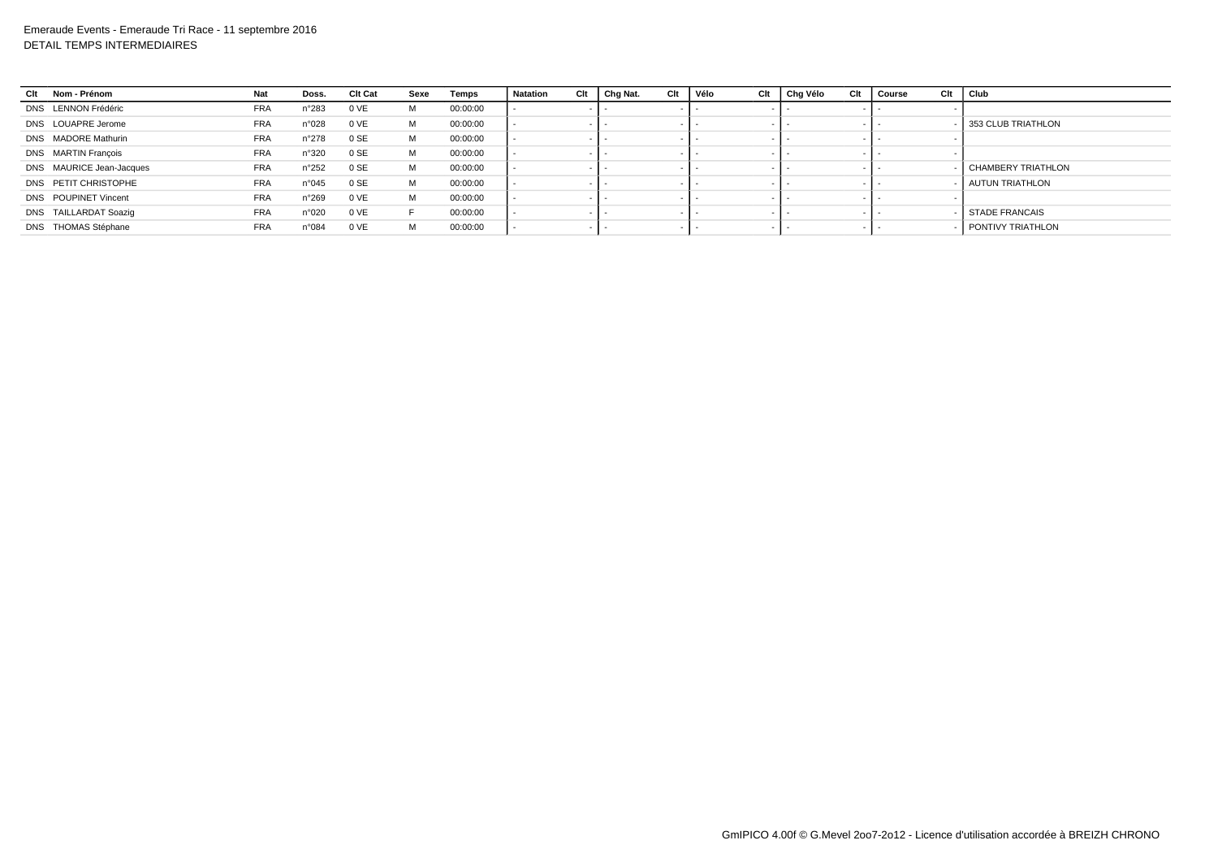Emeraude Events - Emeraude Tri Race - 11 septembre 2016
DETAIL TEMPS INTERMEDIAIRES

| Clt | Nom - Prénom | Nat | Doss. | Clt Cat | Sexe | Temps | Natation | Clt | Chg Nat. | Clt | Vélo | Clt | Chg Vélo | Clt | Course | Clt | Club |
|---|---|---|---|---|---|---|---|---|---|---|---|---|---|---|---|---|---|
| DNS | LENNON Frédéric | FRA | n°283 | 0 VE | M | 00:00:00 | - | - | - | - | - | - | - | - | - | - | |
| DNS | LOUAPRE Jerome | FRA | n°028 | 0 VE | M | 00:00:00 | - | - | - | - | - | - | - | - | - | - | 353 CLUB TRIATHLON |
| DNS | MADORE Mathurin | FRA | n°278 | 0 SE | M | 00:00:00 | - | - | - | - | - | - | - | - | - | - | |
| DNS | MARTIN François | FRA | n°320 | 0 SE | M | 00:00:00 | - | - | - | - | - | - | - | - | - | - | |
| DNS | MAURICE Jean-Jacques | FRA | n°252 | 0 SE | M | 00:00:00 | - | - | - | - | - | - | - | - | - | - | CHAMBERY TRIATHLON |
| DNS | PETIT CHRISTOPHE | FRA | n°045 | 0 SE | M | 00:00:00 | - | - | - | - | - | - | - | - | - | - | AUTUN TRIATHLON |
| DNS | POUPINET Vincent | FRA | n°269 | 0 VE | M | 00:00:00 | - | - | - | - | - | - | - | - | - | - | |
| DNS | TAILLARDAT Soazig | FRA | n°020 | 0 VE | F | 00:00:00 | - | - | - | - | - | - | - | - | - | - | STADE FRANCAIS |
| DNS | THOMAS Stéphane | FRA | n°084 | 0 VE | M | 00:00:00 | - | - | - | - | - | - | - | - | - | - | PONTIVY TRIATHLON |

GmIPICO 4.00f © G.Mevel 2oo7-2o12 - Licence d'utilisation accordée à BREIZH CHRONO